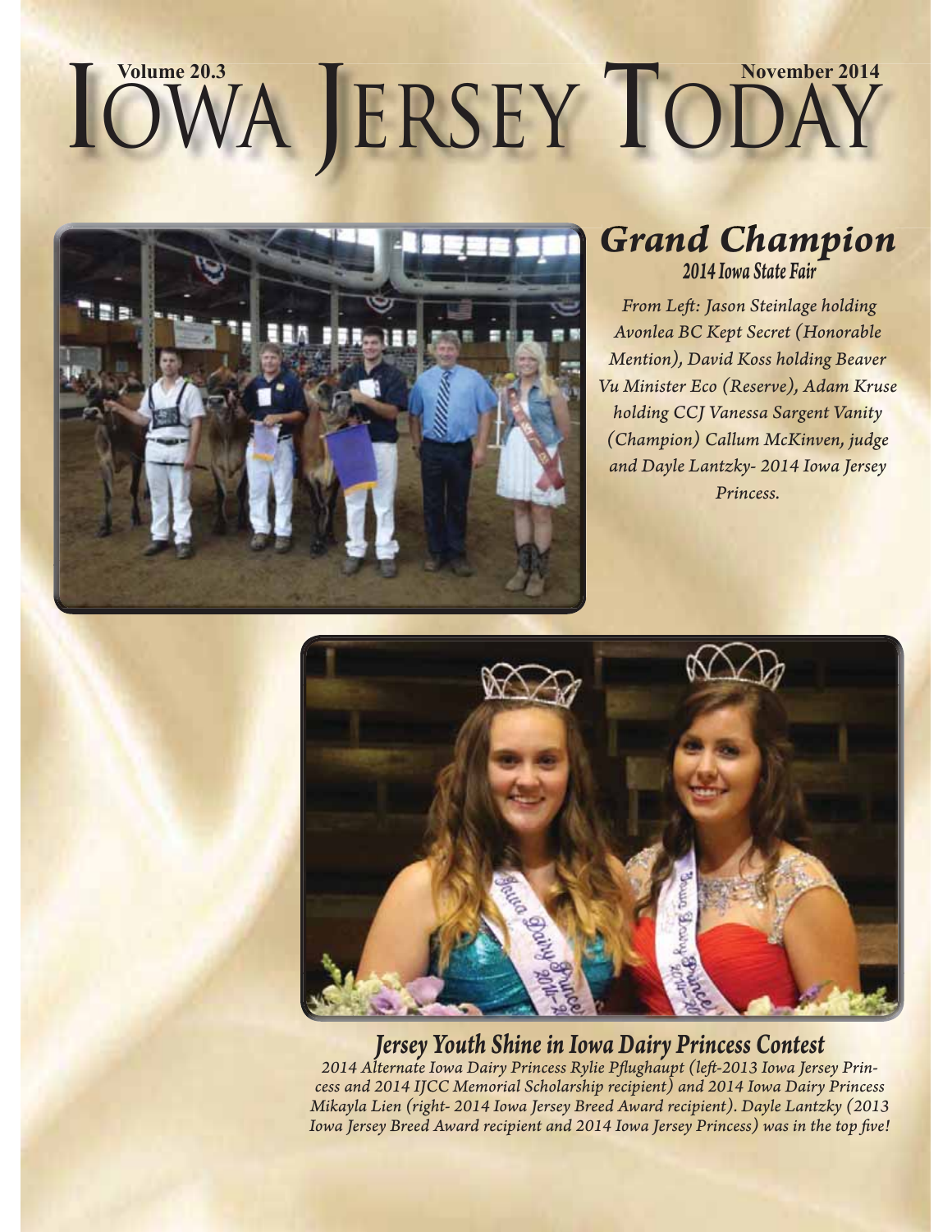# Iowa Jersey Today

Volume 20.3

November 2014

## Grand Champion

### 2014 Iowa State Fair

*From Left: Jason Steinlage holding Avonlea BC Kept Secret (Honorable Mention), David Koss holding Beaver Vu Minister Eco (Reserve), Adam Kruse holding CCJ Vanessa Sargent Vanity (Champion) Callum McKinven, judge and Dayle Lantzky- 2014 Iowa Jersey Princess.*

## Jersey Youth Shine in Iowa Dairy Princess Contest

*2014 Alternate Iowa Dairy Princess Rylie Pflughaupt (left-2013 Iowa Jersey Princess and 2014 IJCC Memorial Scholarship recipient) and 2014 Iowa Dairy Princess Mikayla Lien (right- 2014 Iowa Jersey Breed Award recipient). Dayle Lantzky (2013 Iowa Jersey Breed Award recipient and 2014 Iowa Jersey Princess) was in the top five!*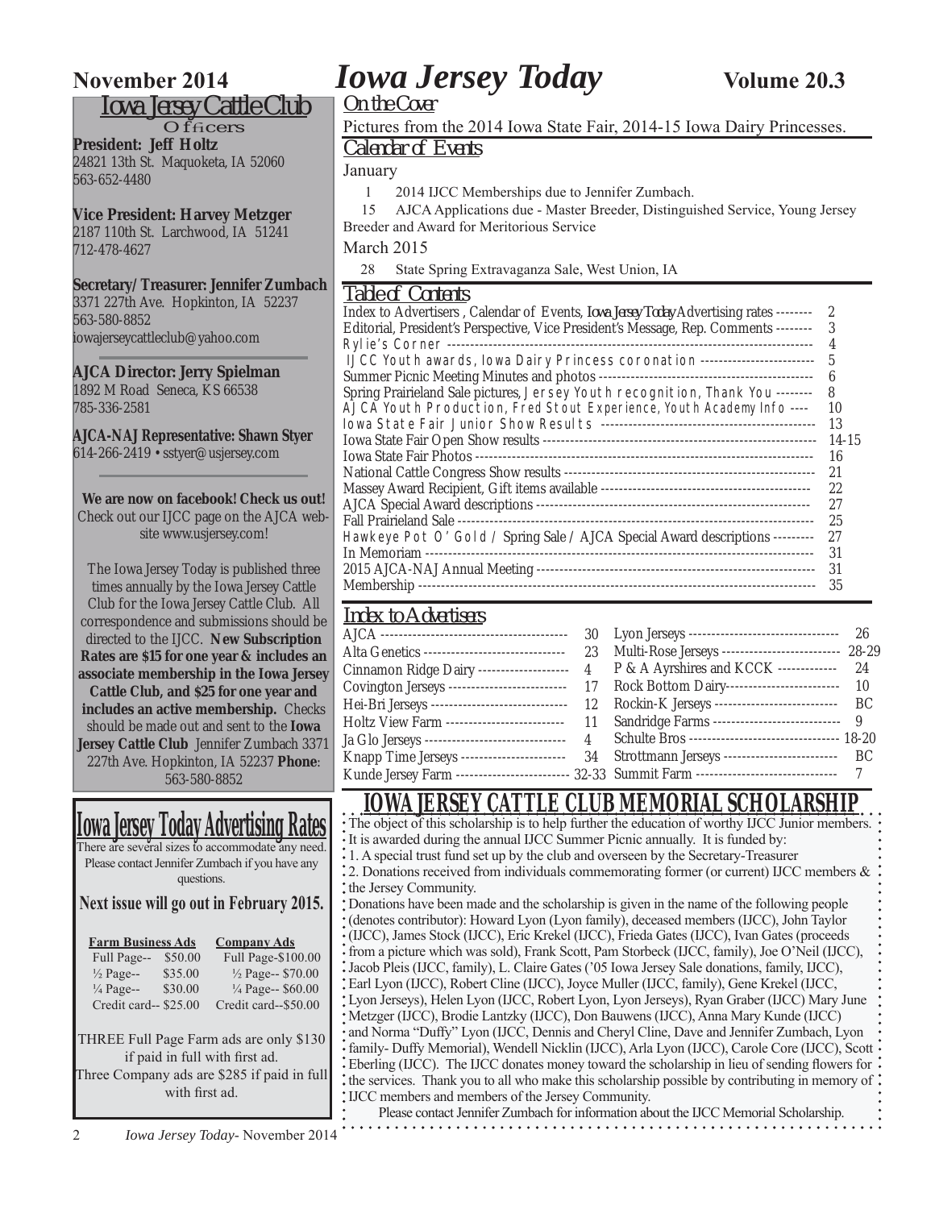# Iowa Jersey Today

November 2014 — Volume 20.3

## Iowa Jersey Cattle Club

### Officers

**President: Jeff Holtz**
24821 13th St. Maquoketa, IA 52060
563-652-4480

**Vice President: Harvey Metzger**
2187 110th St. Larchwood, IA 51241
712-478-4627

**Secretary/Treasurer: Jennifer Zumbach**
3371 227th Ave. Hopkinton, IA 52237
563-580-8852
iowajerseycattleclub@yahoo.com

**AJCA Director: Jerry Spielman**
1892 M Road Seneca, KS 66538
785-336-2581

**AJCA-NAJ Representative: Shawn Styer**
614-266-2419 • sstyer@usjersey.com

**We are now on facebook! Check us out!** Check out our IJCC page on the AJCA website www.usjersey.com!

The Iowa Jersey Today is published three times annually by the Iowa Jersey Cattle Club for the Iowa Jersey Cattle Club. All correspondence and submissions should be directed to the IJCC. **New Subscription Rates are $15 for one year & includes an associate membership in the Iowa Jersey Cattle Club, and $25 for one year and includes an active membership.** Checks should be made out and sent to the **Iowa Jersey Cattle Club** Jennifer Zumbach 3371 227th Ave. Hopkinton, IA 52237 **Phone**: 563-580-8852

## Iowa Jersey Today Advertising Rates

There are several sizes to accommodate any need. Please contact Jennifer Zumbach if you have any questions.

**Next issue will go out in February 2015.**

| Farm Business Ads | | Company Ads |
|---|---|---|
| Full Page-- | $50.00 | Full Page-$100.00 |
| ½ Page-- | $35.00 | ½ Page-- $70.00 |
| ¼ Page-- | $30.00 | ¼ Page-- $60.00 |
| Credit card-- | $25.00 | Credit card--$50.00 |

THREE Full Page Farm ads are only $130 if paid in full with first ad. Three Company ads are $285 if paid in full with first ad.

## On the Cover

Pictures from the 2014 Iowa State Fair, 2014-15 Iowa Dairy Princesses.

## Calendar of Events

January

- 1 — 2014 IJCC Memberships due to Jennifer Zumbach.
- 15 — AJCA Applications due - Master Breeder, Distinguished Service, Young Jersey Breeder and Award for Meritorious Service

March 2015

- 28 — State Spring Extravaganza Sale, West Union, IA

## Table of Contents

| Section | Page |
|---|---|
| Index to Advertisers , Calendar of Events, *Iowa Jersey Today* Advertising rates | 2 |
| Editorial, President's Perspective, Vice President's Message, Rep. Comments | 3 |
| Rylie's Corner | 4 |
| IJCC Youth awards, Iowa Dairy Princess coronation | 5 |
| Summer Picnic Meeting Minutes and photos | 6 |
| Spring Prairieland Sale pictures, Jersey Youth recognition, Thank You | 8 |
| AJCA Youth Production, Fred Stout Experience, Youth Academy Info | 10 |
| Iowa State Fair Junior Show Results | 13 |
| Iowa State Fair Open Show results | 14-15 |
| Iowa State Fair Photos | 16 |
| National Cattle Congress Show results | 21 |
| Massey Award Recipient, Gift items available | 22 |
| AJCA Special Award descriptions | 27 |
| Fall Prairieland Sale | 25 |
| Hawkeye Pot O' Gold / Spring Sale / AJCA Special Award descriptions | 27 |
| In Memoriam | 31 |
| 2015 AJCA-NAJ Annual Meeting | 31 |
| Membership | 35 |

## Index to Advertisers

| Advertiser | Page | Advertiser | Page |
|---|---|---|---|
| AJCA | 30 | Lyon Jerseys | 26 |
| Alta Genetics | 23 | Multi-Rose Jerseys | 28-29 |
| Cinnamon Ridge Dairy | 4 | P & A Ayrshires and KCCK | 24 |
| Covington Jerseys | 17 | Rock Bottom Dairy | 10 |
| Hei-Bri Jerseys | 12 | Rockin-K Jerseys | BC |
| Holtz View Farm | 11 | Sandridge Farms | 9 |
| Ja Glo Jerseys | 4 | Schulte Bros | 18-20 |
| Knapp Time Jerseys | 34 | Strottmann Jerseys | BC |
| Kunde Jersey Farm | 32-33 | Summit Farm | 7 |

## IOWA JERSEY CATTLE CLUB MEMORIAL SCHOLARSHIP

The object of this scholarship is to help further the education of worthy IJCC Junior members. It is awarded during the annual IJCC Summer Picnic annually. It is funded by:

1. A special trust fund set up by the club and overseen by the Secretary-Treasurer
2. Donations received from individuals commemorating former (or current) IJCC members & the Jersey Community.

Donations have been made and the scholarship is given in the name of the following people (denotes contributor): Howard Lyon (Lyon family), deceased members (IJCC), John Taylor (IJCC), James Stock (IJCC), Eric Krekel (IJCC), Frieda Gates (IJCC), Ivan Gates (proceeds from a picture which was sold), Frank Scott, Pam Storbeck (IJCC, family), Joe O'Neil (IJCC), Jacob Pleis (IJCC, family), L. Claire Gates ('05 Iowa Jersey Sale donations, family, IJCC), Earl Lyon (IJCC), Robert Cline (IJCC), Joyce Muller (IJCC, family), Gene Krekel (IJCC, Lyon Jerseys), Helen Lyon (IJCC, Robert Lyon, Lyon Jerseys), Ryan Graber (IJCC) Mary June Metzger (IJCC), Brodie Lantzky (IJCC), Don Bauwens (IJCC), Anna Mary Kunde (IJCC) and Norma "Duffy" Lyon (IJCC, Dennis and Cheryl Cline, Dave and Jennifer Zumbach, Lyon family- Duffy Memorial), Wendell Nicklin (IJCC), Arla Lyon (IJCC), Carole Core (IJCC), Scott Eberling (IJCC). The IJCC donates money toward the scholarship in lieu of sending flowers for the services. Thank you to all who make this scholarship possible by contributing in memory of IJCC members and members of the Jersey Community.

Please contact Jennifer Zumbach for information about the IJCC Memorial Scholarship.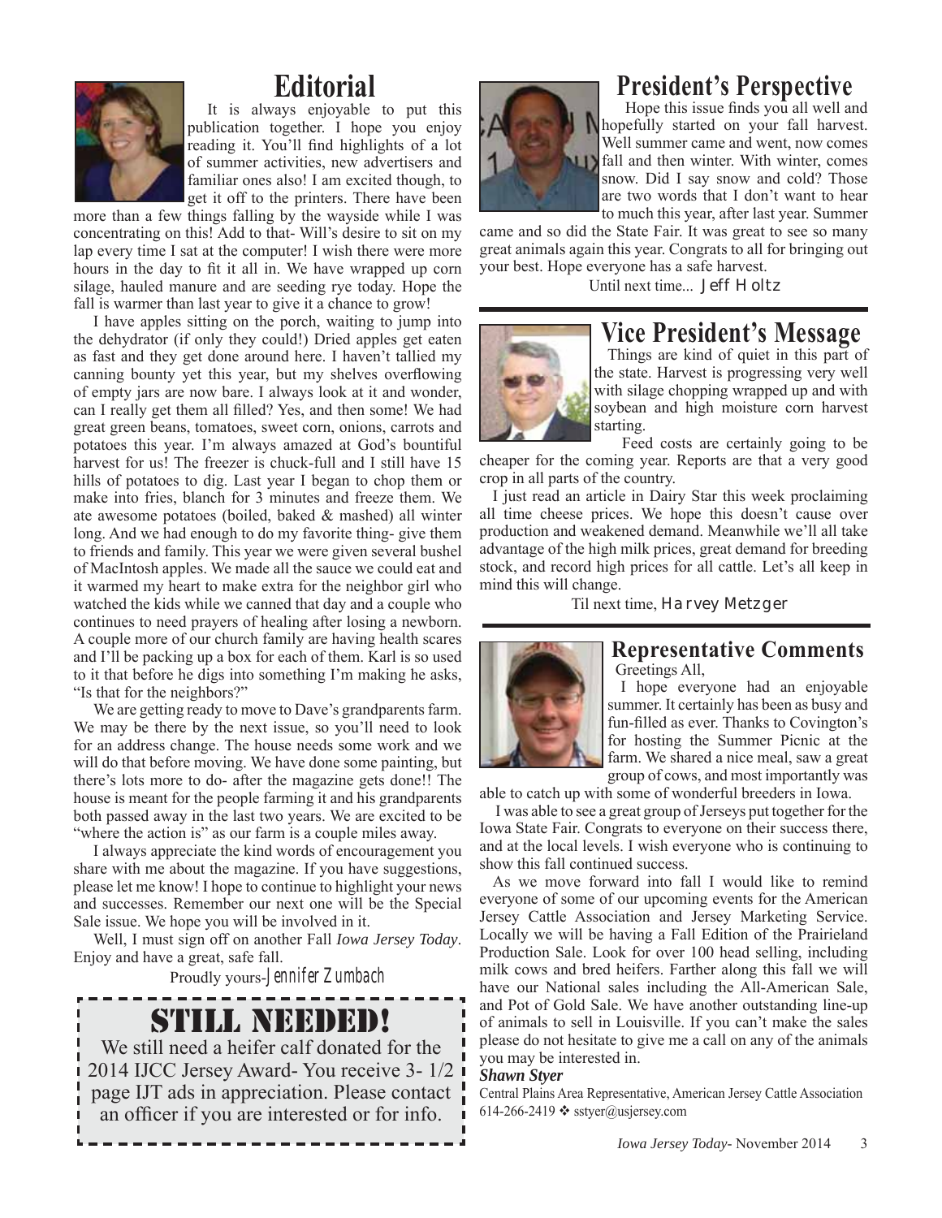# Editorial

It is always enjoyable to put this publication together. I hope you enjoy reading it. You'll find highlights of a lot of summer activities, new advertisers and familiar ones also! I am excited though, to get it off to the printers. There have been more than a few things falling by the wayside while I was concentrating on this! Add to that- Will's desire to sit on my lap every time I sat at the computer! I wish there were more hours in the day to fit it all in. We have wrapped up corn silage, hauled manure and are seeding rye today. Hope the fall is warmer than last year to give it a chance to grow!

I have apples sitting on the porch, waiting to jump into the dehydrator (if only they could!) Dried apples get eaten as fast and they get done around here. I haven't tallied my canning bounty yet this year, but my shelves overflowing of empty jars are now bare. I always look at it and wonder, can I really get them all filled? Yes, and then some! We had great green beans, tomatoes, sweet corn, onions, carrots and potatoes this year. I'm always amazed at God's bountiful harvest for us! The freezer is chuck-full and I still have 15 hills of potatoes to dig. Last year I began to chop them or make into fries, blanch for 3 minutes and freeze them. We ate awesome potatoes (boiled, baked & mashed) all winter long. And we had enough to do my favorite thing- give them to friends and family. This year we were given several bushel of MacIntosh apples. We made all the sauce we could eat and it warmed my heart to make extra for the neighbor girl who watched the kids while we canned that day and a couple who continues to need prayers of healing after losing a newborn. A couple more of our church family are having health scares and I'll be packing up a box for each of them. Karl is so used to it that before he digs into something I'm making he asks, "Is that for the neighbors?"

We are getting ready to move to Dave's grandparents farm. We may be there by the next issue, so you'll need to look for an address change. The house needs some work and we will do that before moving. We have done some painting, but there's lots more to do- after the magazine gets done!! The house is meant for the people farming it and his grandparents both passed away in the last two years. We are excited to be "where the action is" as our farm is a couple miles away.

I always appreciate the kind words of encouragement you share with me about the magazine. If you have suggestions, please let me know! I hope to continue to highlight your news and successes. Remember our next one will be the Special Sale issue. We hope you will be involved in it.

Well, I must sign off on another Fall *Iowa Jersey Today*. Enjoy and have a great, safe fall.

Proudly yours-*Jennifer Zumbach*

## STILL NEEDED!

We still need a heifer calf donated for the 2014 IJCC Jersey Award- You receive 3- 1/2 page IJT ads in appreciation. Please contact an officer if you are interested or for info.

# President's Perspective

Hope this issue finds you all well and hopefully started on your fall harvest. Well summer came and went, now comes fall and then winter. With winter, comes snow. Did I say snow and cold? Those are two words that I don't want to hear to much this year, after last year. Summer came and so did the State Fair. It was great to see so many great animals again this year. Congrats to all for bringing out your best. Hope everyone has a safe harvest.

Until next time... Jeff Holtz

# Vice President's Message

Things are kind of quiet in this part of the state. Harvest is progressing very well with silage chopping wrapped up and with soybean and high moisture corn harvest starting.

Feed costs are certainly going to be cheaper for the coming year. Reports are that a very good crop in all parts of the country.

I just read an article in Dairy Star this week proclaiming all time cheese prices. We hope this doesn't cause over production and weakened demand. Meanwhile we'll all take advantage of the high milk prices, great demand for breeding stock, and record high prices for all cattle. Let's all keep in mind this will change.

Til next time, Harvey Metzger

## Representative Comments

Greetings All,

I hope everyone had an enjoyable summer. It certainly has been as busy and fun-filled as ever. Thanks to Covington's for hosting the Summer Picnic at the farm. We shared a nice meal, saw a great group of cows, and most importantly was able to catch up with some of wonderful breeders in Iowa.

I was able to see a great group of Jerseys put together for the Iowa State Fair. Congrats to everyone on their success there, and at the local levels. I wish everyone who is continuing to show this fall continued success.

As we move forward into fall I would like to remind everyone of some of our upcoming events for the American Jersey Cattle Association and Jersey Marketing Service. Locally we will be having a Fall Edition of the Prairieland Production Sale. Look for over 100 head selling, including milk cows and bred heifers. Farther along this fall we will have our National sales including the All-American Sale, and Pot of Gold Sale. We have another outstanding line-up of animals to sell in Louisville. If you can't make the sales please do not hesitate to give me a call on any of the animals you may be interested in.

***Shawn Styer***

Central Plains Area Representative, American Jersey Cattle Association
614-266-2419 ❖ sstyer@usjersey.com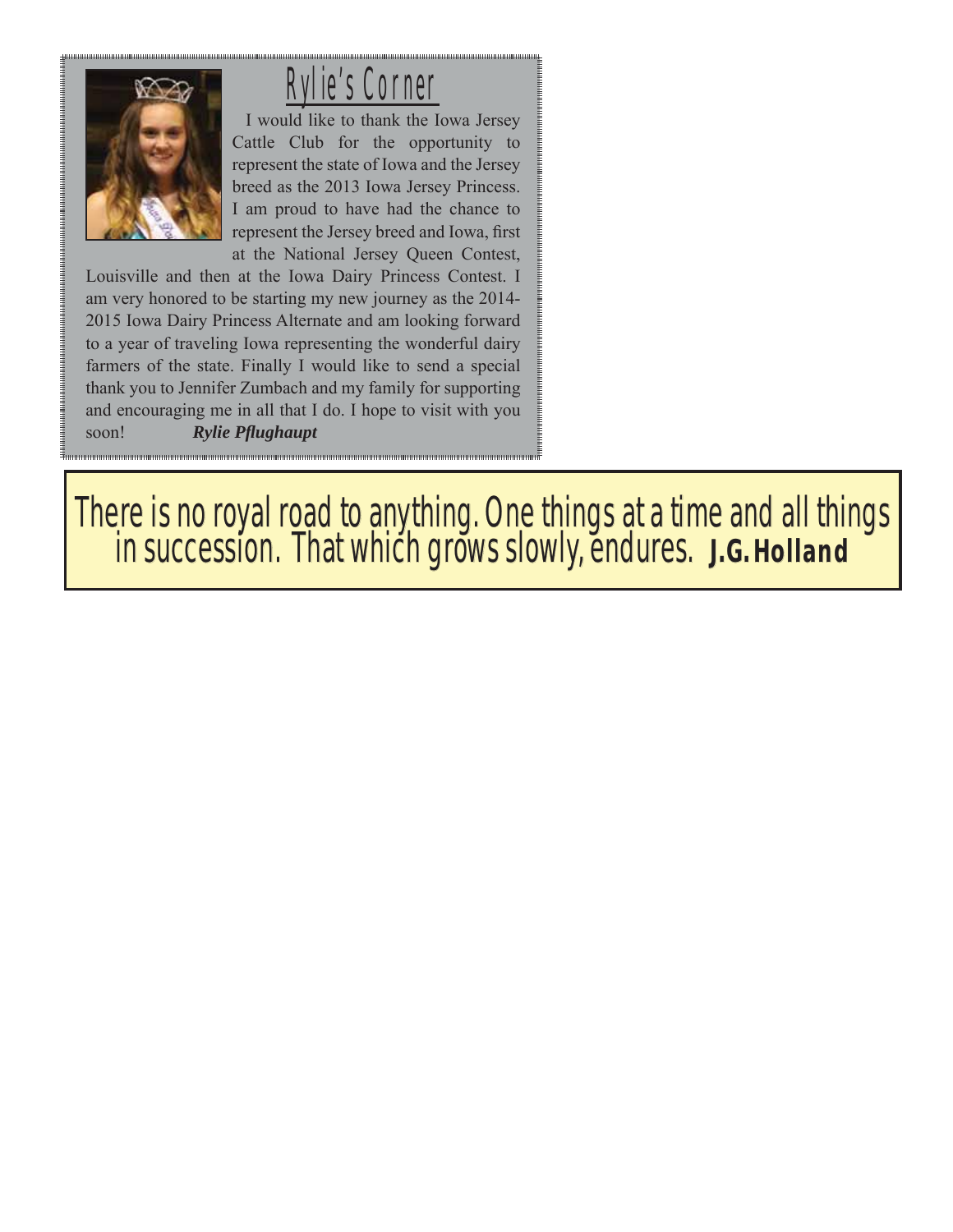# Rylie's Corner

I would like to thank the Iowa Jersey Cattle Club for the opportunity to represent the state of Iowa and the Jersey breed as the 2013 Iowa Jersey Princess. I am proud to have had the chance to represent the Jersey breed and Iowa, first at the National Jersey Queen Contest, Louisville and then at the Iowa Dairy Princess Contest. I am very honored to be starting my new journey as the 2014-2015 Iowa Dairy Princess Alternate and am looking forward to a year of traveling Iowa representing the wonderful dairy farmers of the state. Finally I would like to send a special thank you to Jennifer Zumbach and my family for supporting and encouraging me in all that I do. I hope to visit with you soon! ***Rylie Pflughaupt***

There is no royal road to anything. One things at a time and all things in succession. That which grows slowly, endures. **J.G. Holland**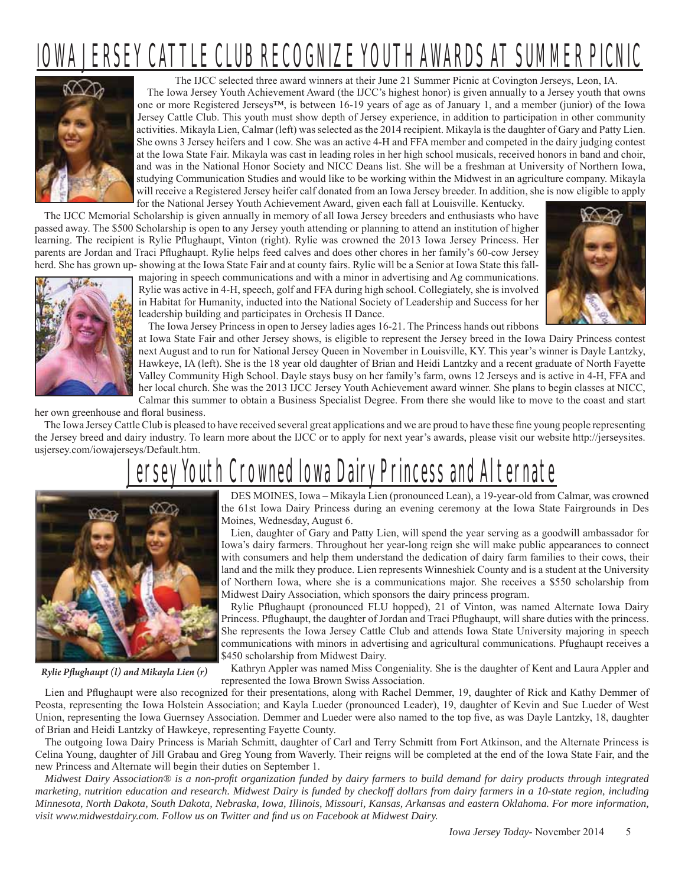# IOWA JERSEY CATTLE CLUB RECOGNIZE YOUTH AWARDS AT SUMMER PICNIC

The IJCC selected three award winners at their June 21 Summer Picnic at Covington Jerseys, Leon, IA.

The Iowa Jersey Youth Achievement Award (the IJCC's highest honor) is given annually to a Jersey youth that owns one or more Registered Jerseys™, is between 16-19 years of age as of January 1, and a member (junior) of the Iowa Jersey Cattle Club. This youth must show depth of Jersey experience, in addition to participation in other community activities. Mikayla Lien, Calmar (left) was selected as the 2014 recipient. Mikayla is the daughter of Gary and Patty Lien. She owns 3 Jersey heifers and 1 cow. She was an active 4-H and FFA member and competed in the dairy judging contest at the Iowa State Fair. Mikayla was cast in leading roles in her high school musicals, received honors in band and choir, and was in the National Honor Society and NICC Deans list. She will be a freshman at University of Northern Iowa, studying Communication Studies and would like to be working within the Midwest in an agriculture company. Mikayla will receive a Registered Jersey heifer calf donated from an Iowa Jersey breeder. In addition, she is now eligible to apply for the National Jersey Youth Achievement Award, given each fall at Louisville. Kentucky.

The IJCC Memorial Scholarship is given annually in memory of all Iowa Jersey breeders and enthusiasts who have passed away. The $500 Scholarship is open to any Jersey youth attending or planning to attend an institution of higher learning. The recipient is Rylie Pflughaupt, Vinton (right). Rylie was crowned the 2013 Iowa Jersey Princess. Her parents are Jordan and Traci Pflughaupt. Rylie helps feed calves and does other chores in her family's 60-cow Jersey herd. She has grown up- showing at the Iowa State Fair and at county fairs. Rylie will be a Senior at Iowa State this fall-majoring in speech communications and with a minor in advertising and Ag communications. Rylie was active in 4-H, speech, golf and FFA during high school. Collegiately, she is involved in Habitat for Humanity, inducted into the National Society of Leadership and Success for her leadership building and participates in Orchesis II Dance.

The Iowa Jersey Princess in open to Jersey ladies ages 16-21. The Princess hands out ribbons at Iowa State Fair and other Jersey shows, is eligible to represent the Jersey breed in the Iowa Dairy Princess contest next August and to run for National Jersey Queen in November in Louisville, KY. This year's winner is Dayle Lantzky, Hawkeye, IA (left). She is the 18 year old daughter of Brian and Heidi Lantzky and a recent graduate of North Fayette Valley Community High School. Dayle stays busy on her family's farm, owns 12 Jerseys and is active in 4-H, FFA and her local church. She was the 2013 IJCC Jersey Youth Achievement award winner. She plans to begin classes at NICC, Calmar this summer to obtain a Business Specialist Degree. From there she would like to move to the coast and start her own greenhouse and floral business.

The Iowa Jersey Cattle Club is pleased to have received several great applications and we are proud to have these fine young people representing the Jersey breed and dairy industry. To learn more about the IJCC or to apply for next year's awards, please visit our website http://jerseysites.usjersey.com/iowajerseys/Default.htm.

# Jersey Youth Crowned Iowa Dairy Princess and Alternate

DES MOINES, Iowa – Mikayla Lien (pronounced Lean), a 19-year-old from Calmar, was crowned the 61st Iowa Dairy Princess during an evening ceremony at the Iowa State Fairgrounds in Des Moines, Wednesday, August 6.

Lien, daughter of Gary and Patty Lien, will spend the year serving as a goodwill ambassador for Iowa's dairy farmers. Throughout her year-long reign she will make public appearances to connect with consumers and help them understand the dedication of dairy farm families to their cows, their land and the milk they produce. Lien represents Winneshiek County and is a student at the University of Northern Iowa, where she is a communications major. She receives a $550 scholarship from Midwest Dairy Association, which sponsors the dairy princess program.

Rylie Pflughaupt (pronounced FLU hopped), 21 of Vinton, was named Alternate Iowa Dairy Princess. Pflughaupt, the daughter of Jordan and Traci Pflughaupt, will share duties with the princess. She represents the Iowa Jersey Cattle Club and attends Iowa State University majoring in speech communications with minors in advertising and agricultural communications. Pfughaupt receives a $450 scholarship from Midwest Dairy.

*Rylie Pflughaupt (l) and Mikayla Lien (r)*

Kathryn Appler was named Miss Congeniality. She is the daughter of Kent and Laura Appler and represented the Iowa Brown Swiss Association.

Lien and Pflughaupt were also recognized for their presentations, along with Rachel Demmer, 19, daughter of Rick and Kathy Demmer of Peosta, representing the Iowa Holstein Association; and Kayla Lueder (pronounced Leader), 19, daughter of Kevin and Sue Lueder of West Union, representing the Iowa Guernsey Association. Demmer and Lueder were also named to the top five, as was Dayle Lantzky, 18, daughter of Brian and Heidi Lantzky of Hawkeye, representing Fayette County.

The outgoing Iowa Dairy Princess is Mariah Schmitt, daughter of Carl and Terry Schmitt from Fort Atkinson, and the Alternate Princess is Celina Young, daughter of Jill Grabau and Greg Young from Waverly. Their reigns will be completed at the end of the Iowa State Fair, and the new Princess and Alternate will begin their duties on September 1.

*Midwest Dairy Association® is a non-profit organization funded by dairy farmers to build demand for dairy products through integrated marketing, nutrition education and research. Midwest Dairy is funded by checkoff dollars from dairy farmers in a 10-state region, including Minnesota, North Dakota, South Dakota, Nebraska, Iowa, Illinois, Missouri, Kansas, Arkansas and eastern Oklahoma. For more information, visit www.midwestdairy.com. Follow us on Twitter and find us on Facebook at Midwest Dairy.*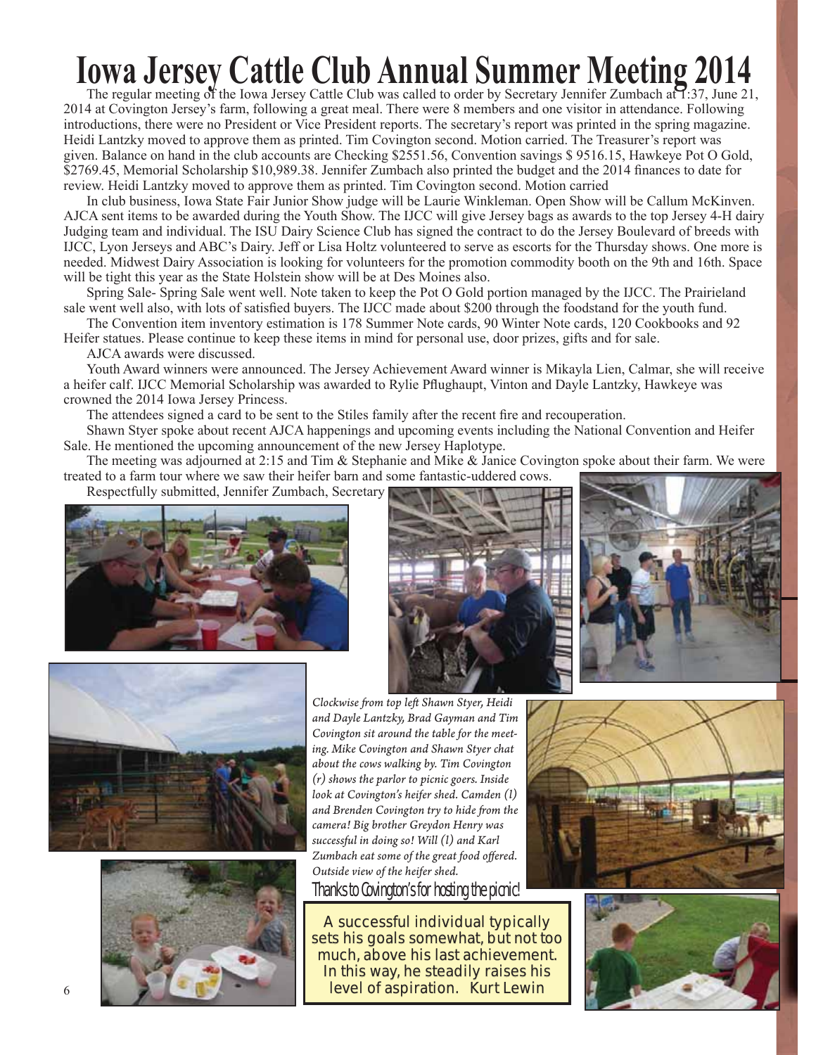# Iowa Jersey Cattle Club Annual Summer Meeting 2014

The regular meeting of the Iowa Jersey Cattle Club was called to order by Secretary Jennifer Zumbach at 1:37, June 21, 2014 at Covington Jersey's farm, following a great meal. There were 8 members and one visitor in attendance. Following introductions, there were no President or Vice President reports. The secretary's report was printed in the spring magazine. Heidi Lantzky moved to approve them as printed. Tim Covington second. Motion carried. The Treasurer's report was given. Balance on hand in the club accounts are Checking $2551.56, Convention savings $ 9516.15, Hawkeye Pot O Gold, $2769.45, Memorial Scholarship $10,989.38. Jennifer Zumbach also printed the budget and the 2014 finances to date for review. Heidi Lantzky moved to approve them as printed. Tim Covington second. Motion carried

In club business, Iowa State Fair Junior Show judge will be Laurie Winkleman. Open Show will be Callum McKinven. AJCA sent items to be awarded during the Youth Show. The IJCC will give Jersey bags as awards to the top Jersey 4-H dairy Judging team and individual. The ISU Dairy Science Club has signed the contract to do the Jersey Boulevard of breeds with IJCC, Lyon Jerseys and ABC's Dairy. Jeff or Lisa Holtz volunteered to serve as escorts for the Thursday shows. One more is needed. Midwest Dairy Association is looking for volunteers for the promotion commodity booth on the 9th and 16th. Space will be tight this year as the State Holstein show will be at Des Moines also.

Spring Sale- Spring Sale went well. Note taken to keep the Pot O Gold portion managed by the IJCC. The Prairieland sale went well also, with lots of satisfied buyers. The IJCC made about $200 through the foodstand for the youth fund.

The Convention item inventory estimation is 178 Summer Note cards, 90 Winter Note cards, 120 Cookbooks and 92 Heifer statues. Please continue to keep these items in mind for personal use, door prizes, gifts and for sale.

AJCA awards were discussed.

Youth Award winners were announced. The Jersey Achievement Award winner is Mikayla Lien, Calmar, she will receive a heifer calf. IJCC Memorial Scholarship was awarded to Rylie Pflughaupt, Vinton and Dayle Lantzky, Hawkeye was crowned the 2014 Iowa Jersey Princess.

The attendees signed a card to be sent to the Stiles family after the recent fire and recouperation.

Shawn Styer spoke about recent AJCA happenings and upcoming events including the National Convention and Heifer Sale. He mentioned the upcoming announcement of the new Jersey Haplotype.

The meeting was adjourned at 2:15 and Tim & Stephanie and Mike & Janice Covington spoke about their farm. We were treated to a farm tour where we saw their heifer barn and some fantastic-uddered cows.

Respectfully submitted, Jennifer Zumbach, Secretary

*Clockwise from top left Shawn Styer, Heidi and Dayle Lantzky, Brad Gayman and Tim Covington sit around the table for the meeting. Mike Covington and Shawn Styer chat about the cows walking by. Tim Covington (r) shows the parlor to picnic goers. Inside look at Covington's heifer shed. Camden (l) and Brenden Covington try to hide from the camera! Big brother Greydon Henry was successful in doing so! Will (l) and Karl Zumbach eat some of the great food offered. Outside view of the heifer shed.*

Thanks to Covington's for hosting the picnic!

A successful individual typically sets his goals somewhat, but not too much, above his last achievement. In this way, he steadily raises his level of aspiration. Kurt Lewin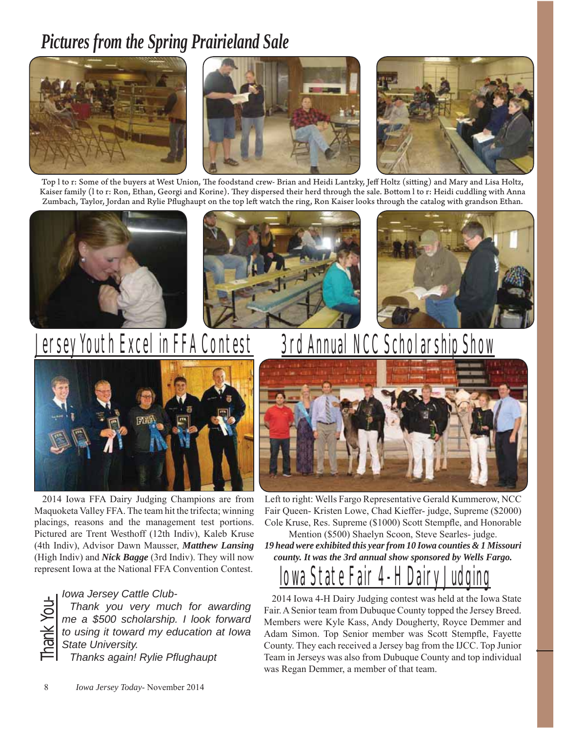# Pictures from the Spring Prairieland Sale

Top l to r: Some of the buyers at West Union, The foodstand crew- Brian and Heidi Lantzky, Jeff Holtz (sitting) and Mary and Lisa Holtz, Kaiser family (l to r: Ron, Ethan, Georgi and Korine). They dispersed their herd through the sale. Bottom l to r: Heidi cuddling with Anna Zumbach, Taylor, Jordan and Rylie Pflughaupt on the top left watch the ring, Ron Kaiser looks through the catalog with grandson Ethan.

## Jersey Youth Excel in FFA Contest

2014 Iowa FFA Dairy Judging Champions are from Maquoketa Valley FFA. The team hit the trifecta; winning placings, reasons and the management test portions. Pictured are Trent Westhoff (12th Indiv), Kaleb Kruse (4th Indiv), Advisor Dawn Mausser, ***Matthew Lansing*** (High Indiv) and ***Nick Bagge*** (3rd Indiv). They will now represent Iowa at the National FFA Convention Contest.

**Thank You-**

*Iowa Jersey Cattle Club-*

*Thank you very much for awarding me a $500 scholarship. I look forward to using it toward my education at Iowa State University.*

*Thanks again! Rylie Pflughaupt*

## 3rd Annual NCC Scholarship Show

Left to right: Wells Fargo Representative Gerald Kummerow, NCC Fair Queen- Kristen Lowe, Chad Kieffer- judge, Supreme ($2000) Cole Kruse, Res. Supreme ($1000) Scott Stempfle, and Honorable Mention ($500) Shaelyn Scoon, Steve Searles- judge.

***19 head were exhibited this year from 10 Iowa counties & 1 Missouri county. It was the 3rd annual show sponsored by Wells Fargo.***

## Iowa State Fair 4-H Dairy Judging

2014 Iowa 4-H Dairy Judging contest was held at the Iowa State Fair. A Senior team from Dubuque County topped the Jersey Breed. Members were Kyle Kass, Andy Dougherty, Royce Demmer and Adam Simon. Top Senior member was Scott Stempfle, Fayette County. They each received a Jersey bag from the IJCC. Top Junior Team in Jerseys was also from Dubuque County and top individual was Regan Demmer, a member of that team.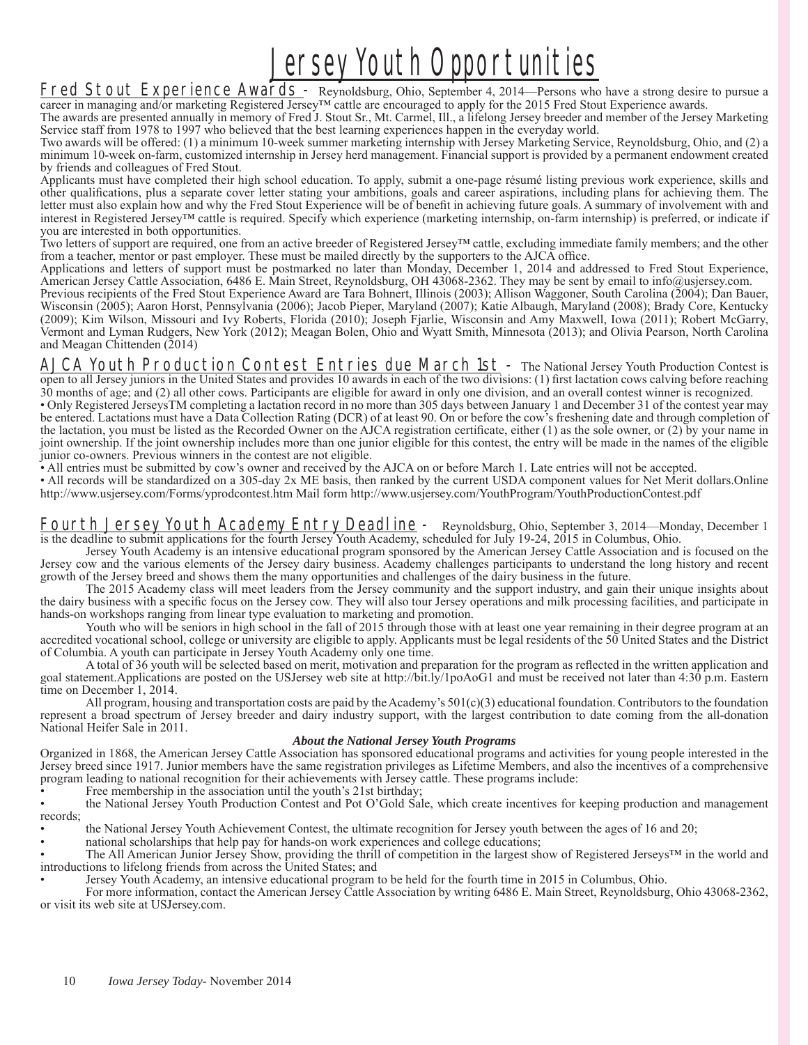# Jersey Youth Opportunities

**Fred Stout Experience Awards -** Reynoldsburg, Ohio, September 4, 2014—Persons who have a strong desire to pursue a career in managing and/or marketing Registered Jersey™ cattle are encouraged to apply for the 2015 Fred Stout Experience awards.

The awards are presented annually in memory of Fred J. Stout Sr., Mt. Carmel, Ill., a lifelong Jersey breeder and member of the Jersey Marketing Service staff from 1978 to 1997 who believed that the best learning experiences happen in the everyday world.

Two awards will be offered: (1) a minimum 10-week summer marketing internship with Jersey Marketing Service, Reynoldsburg, Ohio, and (2) a minimum 10-week on-farm, customized internship in Jersey herd management. Financial support is provided by a permanent endowment created by friends and colleagues of Fred Stout.

Applicants must have completed their high school education. To apply, submit a one-page résumé listing previous work experience, skills and other qualifications, plus a separate cover letter stating your ambitions, goals and career aspirations, including plans for achieving them. The letter must also explain how and why the Fred Stout Experience will be of benefit in achieving future goals. A summary of involvement with and interest in Registered Jersey™ cattle is required. Specify which experience (marketing internship, on-farm internship) is preferred, or indicate if you are interested in both opportunities.

Two letters of support are required, one from an active breeder of Registered Jersey™ cattle, excluding immediate family members; and the other from a teacher, mentor or past employer. These must be mailed directly by the supporters to the AJCA office.

Applications and letters of support must be postmarked no later than Monday, December 1, 2014 and addressed to Fred Stout Experience, American Jersey Cattle Association, 6486 E. Main Street, Reynoldsburg, OH 43068-2362. They may be sent by email to info@usjersey.com.

Previous recipients of the Fred Stout Experience Award are Tara Bohnert, Illinois (2003); Allison Waggoner, South Carolina (2004); Dan Bauer, Wisconsin (2005); Aaron Horst, Pennsylvania (2006); Jacob Pieper, Maryland (2007); Katie Albaugh, Maryland (2008); Brady Core, Kentucky (2009); Kim Wilson, Missouri and Ivy Roberts, Florida (2010); Joseph Fjarlie, Wisconsin and Amy Maxwell, Iowa (2011); Robert McGarry, Vermont and Lyman Rudgers, New York (2012); Meagan Bolen, Ohio and Wyatt Smith, Minnesota (2013); and Olivia Pearson, North Carolina and Meagan Chittenden (2014)

**AJCA Youth Production Contest Entries due March 1st -** The National Jersey Youth Production Contest is open to all Jersey juniors in the United States and provides 10 awards in each of the two divisions: (1) first lactation cows calving before reaching 30 months of age; and (2) all other cows. Participants are eligible for award in only one division, and an overall contest winner is recognized.

• Only Registered JerseysTM completing a lactation record in no more than 305 days between January 1 and December 31 of the contest year may be entered. Lactations must have a Data Collection Rating (DCR) of at least 90. On or before the cow's freshening date and through completion of the lactation, you must be listed as the Recorded Owner on the AJCA registration certificate, either (1) as the sole owner, or (2) by your name in joint ownership. If the joint ownership includes more than one junior eligible for this contest, the entry will be made in the names of the eligible junior co-owners. Previous winners in the contest are not eligible.

• All entries must be submitted by cow's owner and received by the AJCA on or before March 1. Late entries will not be accepted.

• All records will be standardized on a 305-day 2x ME basis, then ranked by the current USDA component values for Net Merit dollars.Online http://www.usjersey.com/Forms/yprodcontest.htm Mail form http://www.usjersey.com/YouthProgram/YouthProductionContest.pdf

**Fourth Jersey Youth Academy Entry Deadline -** Reynoldsburg, Ohio, September 3, 2014—Monday, December 1 is the deadline to submit applications for the fourth Jersey Youth Academy, scheduled for July 19-24, 2015 in Columbus, Ohio.

Jersey Youth Academy is an intensive educational program sponsored by the American Jersey Cattle Association and is focused on the Jersey cow and the various elements of the Jersey dairy business. Academy challenges participants to understand the long history and recent growth of the Jersey breed and shows them the many opportunities and challenges of the dairy business in the future.

The 2015 Academy class will meet leaders from the Jersey community and the support industry, and gain their unique insights about the dairy business with a specific focus on the Jersey cow. They will also tour Jersey operations and milk processing facilities, and participate in hands-on workshops ranging from linear type evaluation to marketing and promotion.

Youth who will be seniors in high school in the fall of 2015 through those with at least one year remaining in their degree program at an accredited vocational school, college or university are eligible to apply. Applicants must be legal residents of the 50 United States and the District of Columbia. A youth can participate in Jersey Youth Academy only one time.

A total of 36 youth will be selected based on merit, motivation and preparation for the program as reflected in the written application and goal statement.Applications are posted on the USJersey web site at http://bit.ly/1poAoG1 and must be received not later than 4:30 p.m. Eastern time on December 1, 2014.

All program, housing and transportation costs are paid by the Academy's 501(c)(3) educational foundation. Contributors to the foundation represent a broad spectrum of Jersey breeder and dairy industry support, with the largest contribution to date coming from the all-donation National Heifer Sale in 2011.

***About the National Jersey Youth Programs***

Organized in 1868, the American Jersey Cattle Association has sponsored educational programs and activities for young people interested in the Jersey breed since 1917. Junior members have the same registration privileges as Lifetime Members, and also the incentives of a comprehensive program leading to national recognition for their achievements with Jersey cattle. These programs include:

- Free membership in the association until the youth's 21st birthday;
- the National Jersey Youth Production Contest and Pot O'Gold Sale, which create incentives for keeping production and management records;
- the National Jersey Youth Achievement Contest, the ultimate recognition for Jersey youth between the ages of 16 and 20;
- national scholarships that help pay for hands-on work experiences and college educations;
- The All American Junior Jersey Show, providing the thrill of competition in the largest show of Registered Jerseys™ in the world and introductions to lifelong friends from across the United States; and
- Jersey Youth Academy, an intensive educational program to be held for the fourth time in 2015 in Columbus, Ohio.

For more information, contact the American Jersey Cattle Association by writing 6486 E. Main Street, Reynoldsburg, Ohio 43068-2362, or visit its web site at USJersey.com.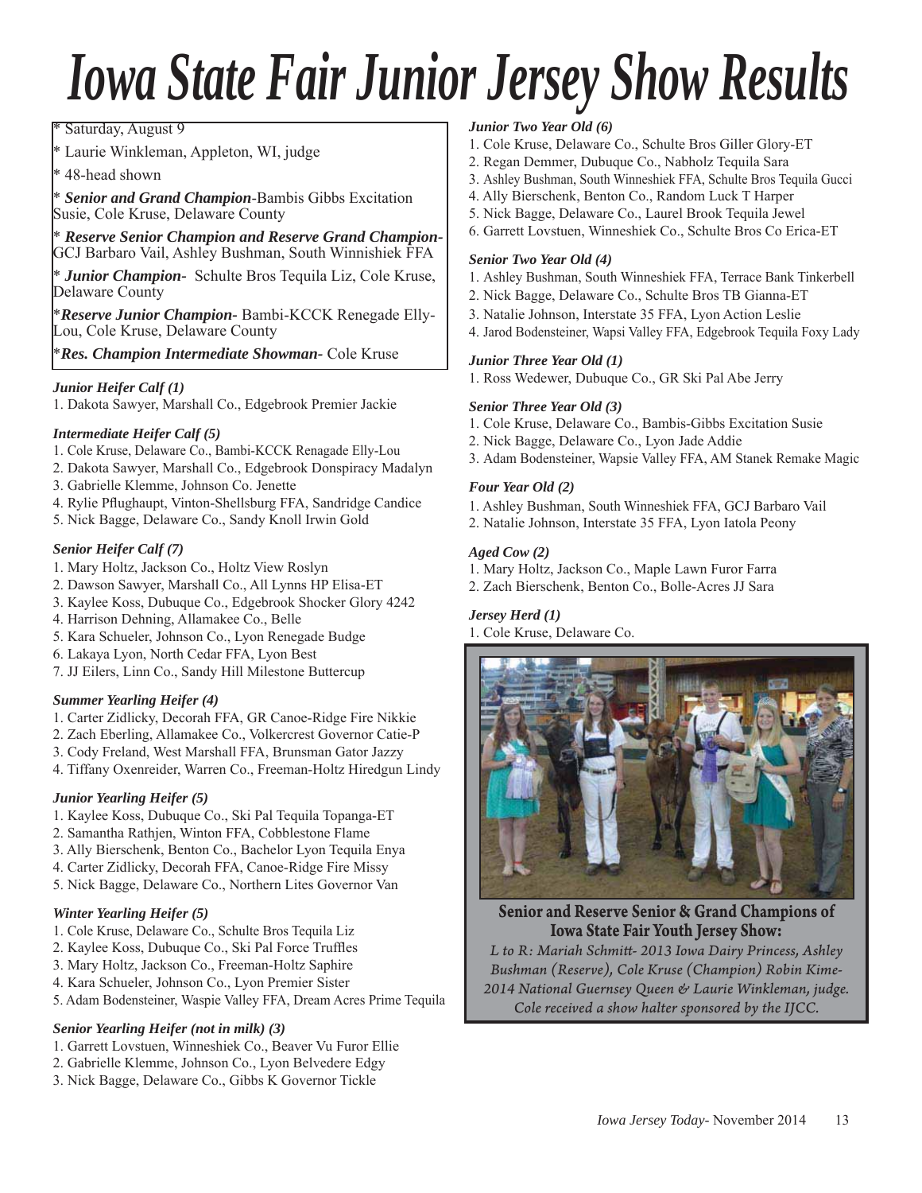# Iowa State Fair Junior Jersey Show Results

* Saturday, August 9
* Laurie Winkleman, Appleton, WI, judge
* 48-head shown
* ***Senior and Grand Champion***-Bambis Gibbs Excitation Susie, Cole Kruse, Delaware County
* ***Reserve Senior Champion and Reserve Grand Champion***-GCJ Barbaro Vail, Ashley Bushman, South Winnishiek FFA
* ***Junior Champion***- Schulte Bros Tequila Liz, Cole Kruse, Delaware County
* ***Reserve Junior Champion***- Bambi-KCCK Renegade Elly-Lou, Cole Kruse, Delaware County
* ***Res. Champion Intermediate Showman***- Cole Kruse

***Junior Heifer Calf (1)***

1. Dakota Sawyer, Marshall Co., Edgebrook Premier Jackie

***Intermediate Heifer Calf (5)***

1. Cole Kruse, Delaware Co., Bambi-KCCK Renagade Elly-Lou
2. Dakota Sawyer, Marshall Co., Edgebrook Donspiracy Madalyn
3. Gabrielle Klemme, Johnson Co. Jenette
4. Rylie Pflughaupt, Vinton-Shellsburg FFA, Sandridge Candice
5. Nick Bagge, Delaware Co., Sandy Knoll Irwin Gold

***Senior Heifer Calf (7)***

1. Mary Holtz, Jackson Co., Holtz View Roslyn
2. Dawson Sawyer, Marshall Co., All Lynns HP Elisa-ET
3. Kaylee Koss, Dubuque Co., Edgebrook Shocker Glory 4242
4. Harrison Dehning, Allamakee Co., Belle
5. Kara Schueler, Johnson Co., Lyon Renegade Budge
6. Lakaya Lyon, North Cedar FFA, Lyon Best
7. JJ Eilers, Linn Co., Sandy Hill Milestone Buttercup

***Summer Yearling Heifer (4)***

1. Carter Zidlicky, Decorah FFA, GR Canoe-Ridge Fire Nikkie
2. Zach Eberling, Allamakee Co., Volkercrest Governor Catie-P
3. Cody Freland, West Marshall FFA, Brunsman Gator Jazzy
4. Tiffany Oxenreider, Warren Co., Freeman-Holtz Hiredgun Lindy

***Junior Yearling Heifer (5)***

1. Kaylee Koss, Dubuque Co., Ski Pal Tequila Topanga-ET
2. Samantha Rathjen, Winton FFA, Cobblestone Flame
3. Ally Bierschenk, Benton Co., Bachelor Lyon Tequila Enya
4. Carter Zidlicky, Decorah FFA, Canoe-Ridge Fire Missy
5. Nick Bagge, Delaware Co., Northern Lites Governor Van

***Winter Yearling Heifer (5)***

1. Cole Kruse, Delaware Co., Schulte Bros Tequila Liz
2. Kaylee Koss, Dubuque Co., Ski Pal Force Truffles
3. Mary Holtz, Jackson Co., Freeman-Holtz Saphire
4. Kara Schueler, Johnson Co., Lyon Premier Sister
5. Adam Bodensteiner, Waspie Valley FFA, Dream Acres Prime Tequila

***Senior Yearling Heifer (not in milk) (3)***

1. Garrett Lovstuen, Winneshiek Co., Beaver Vu Furor Ellie
2. Gabrielle Klemme, Johnson Co., Lyon Belvedere Edgy
3. Nick Bagge, Delaware Co., Gibbs K Governor Tickle

***Junior Two Year Old (6)***

1. Cole Kruse, Delaware Co., Schulte Bros Giller Glory-ET
2. Regan Demmer, Dubuque Co., Nabholz Tequila Sara
3. Ashley Bushman, South Winneshiek FFA, Schulte Bros Tequila Gucci
4. Ally Bierschenk, Benton Co., Random Luck T Harper
5. Nick Bagge, Delaware Co., Laurel Brook Tequila Jewel
6. Garrett Lovstuen, Winneshiek Co., Schulte Bros Co Erica-ET

***Senior Two Year Old (4)***

1. Ashley Bushman, South Winneshiek FFA, Terrace Bank Tinkerbell
2. Nick Bagge, Delaware Co., Schulte Bros TB Gianna-ET
3. Natalie Johnson, Interstate 35 FFA, Lyon Action Leslie
4. Jarod Bodensteiner, Wapsi Valley FFA, Edgebrook Tequila Foxy Lady

***Junior Three Year Old (1)***

1. Ross Wedewer, Dubuque Co., GR Ski Pal Abe Jerry

***Senior Three Year Old (3)***

1. Cole Kruse, Delaware Co., Bambis-Gibbs Excitation Susie
2. Nick Bagge, Delaware Co., Lyon Jade Addie
3. Adam Bodensteiner, Wapsie Valley FFA, AM Stanek Remake Magic

***Four Year Old (2)***

1. Ashley Bushman, South Winneshiek FFA, GCJ Barbaro Vail
2. Natalie Johnson, Interstate 35 FFA, Lyon Iatola Peony

***Aged Cow (2)***

1. Mary Holtz, Jackson Co., Maple Lawn Furor Farra
2. Zach Bierschenk, Benton Co., Bolle-Acres JJ Sara

***Jersey Herd (1)***

1. Cole Kruse, Delaware Co.

**Senior and Reserve Senior & Grand Champions of Iowa State Fair Youth Jersey Show:**

*L to R: Mariah Schmitt- 2013 Iowa Dairy Princess, Ashley Bushman (Reserve), Cole Kruse (Champion) Robin Kime- 2014 National Guernsey Queen & Laurie Winkleman, judge. Cole received a show halter sponsored by the IJCC.*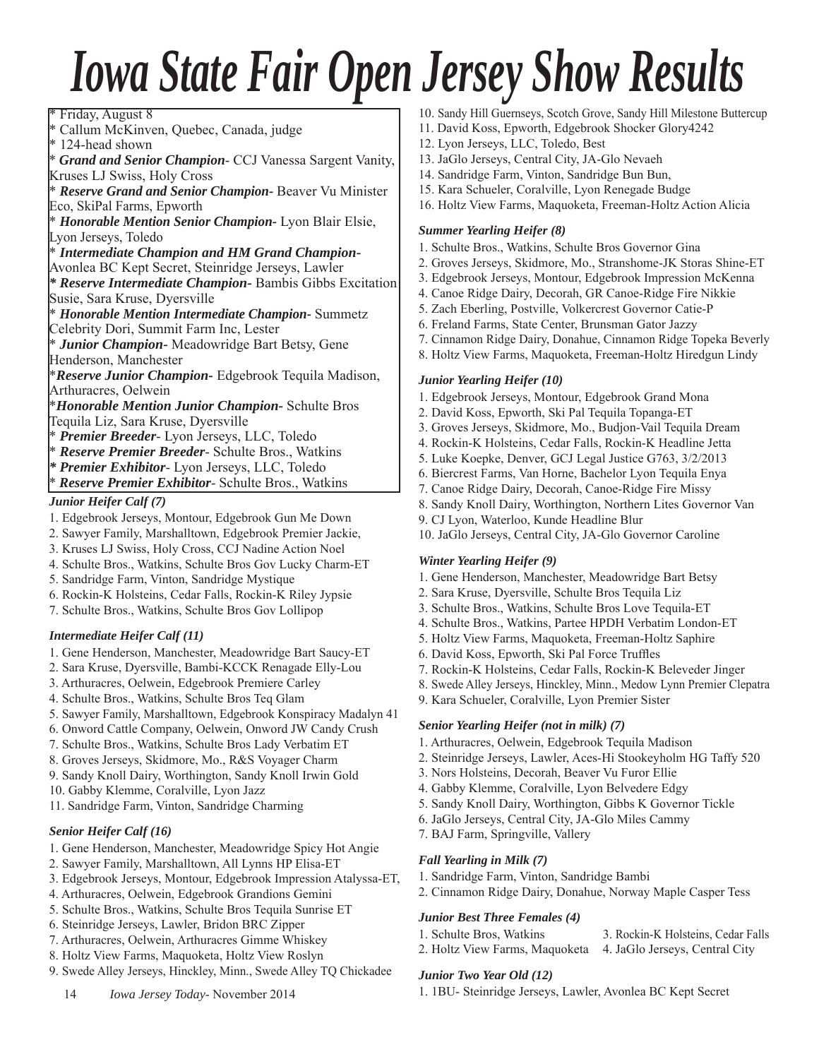# Iowa State Fair Open Jersey Show Results

* Friday, August 8
* Callum McKinven, Quebec, Canada, judge
* 124-head shown
* ***Grand and Senior Champion***- CCJ Vanessa Sargent Vanity, Kruses LJ Swiss, Holy Cross
* ***Reserve Grand and Senior Champion-*** Beaver Vu Minister Eco, SkiPal Farms, Epworth
* ***Honorable Mention Senior Champion-*** Lyon Blair Elsie, Lyon Jerseys, Toledo
* ***Intermediate Champion and HM Grand Champion-*** Avonlea BC Kept Secret, Steinridge Jerseys, Lawler
* ***Reserve Intermediate Champion-*** Bambis Gibbs Excitation Susie, Sara Kruse, Dyersville
* ***Honorable Mention Intermediate Champion-*** Summetz Celebrity Dori, Summit Farm Inc, Lester
* ***Junior Champion-*** Meadowridge Bart Betsy, Gene Henderson, Manchester
* ***Reserve Junior Champion-*** Edgebrook Tequila Madison, Arthuracres, Oelwein
* ***Honorable Mention Junior Champion-*** Schulte Bros Tequila Liz, Sara Kruse, Dyersville
* ***Premier Breeder***- Lyon Jerseys, LLC, Toledo
* ***Reserve Premier Breeder***- Schulte Bros., Watkins
* ***Premier Exhibitor***- Lyon Jerseys, LLC, Toledo
* ***Reserve Premier Exhibitor***- Schulte Bros., Watkins

### *Junior Heifer Calf (7)*

1. Edgebrook Jerseys, Montour, Edgebrook Gun Me Down
2. Sawyer Family, Marshalltown, Edgebrook Premier Jackie,
3. Kruses LJ Swiss, Holy Cross, CCJ Nadine Action Noel
4. Schulte Bros., Watkins, Schulte Bros Gov Lucky Charm-ET
5. Sandridge Farm, Vinton, Sandridge Mystique
6. Rockin-K Holsteins, Cedar Falls, Rockin-K Riley Jypsie
7. Schulte Bros., Watkins, Schulte Bros Gov Lollipop

### *Intermediate Heifer Calf (11)*

1. Gene Henderson, Manchester, Meadowridge Bart Saucy-ET
2. Sara Kruse, Dyersville, Bambi-KCCK Renagade Elly-Lou
3. Arthuracres, Oelwein, Edgebrook Premiere Carley
4. Schulte Bros., Watkins, Schulte Bros Teq Glam
5. Sawyer Family, Marshalltown, Edgebrook Konspiracy Madalyn 41
6. Onword Cattle Company, Oelwein, Onword JW Candy Crush
7. Schulte Bros., Watkins, Schulte Bros Lady Verbatim ET
8. Groves Jerseys, Skidmore, Mo., R&S Voyager Charm
9. Sandy Knoll Dairy, Worthington, Sandy Knoll Irwin Gold
10. Gabby Klemme, Coralville, Lyon Jazz
11. Sandridge Farm, Vinton, Sandridge Charming

### *Senior Heifer Calf (16)*

1. Gene Henderson, Manchester, Meadowridge Spicy Hot Angie
2. Sawyer Family, Marshalltown, All Lynns HP Elisa-ET
3. Edgebrook Jerseys, Montour, Edgebrook Impression Atalyssa-ET,
4. Arthuracres, Oelwein, Edgebrook Grandions Gemini
5. Schulte Bros., Watkins, Schulte Bros Tequila Sunrise ET
6. Steinridge Jerseys, Lawler, Bridon BRC Zipper
7. Arthuracres, Oelwein, Arthuracres Gimme Whiskey
8. Holtz View Farms, Maquoketa, Holtz View Roslyn
9. Swede Alley Jerseys, Hinckley, Minn., Swede Alley TQ Chickadee
10. Sandy Hill Guernseys, Scotch Grove, Sandy Hill Milestone Buttercup
11. David Koss, Epworth, Edgebrook Shocker Glory4242
12. Lyon Jerseys, LLC, Toledo, Best
13. JaGlo Jerseys, Central City, JA-Glo Nevaeh
14. Sandridge Farm, Vinton, Sandridge Bun Bun,
15. Kara Schueler, Coralville, Lyon Renegade Budge
16. Holtz View Farms, Maquoketa, Freeman-Holtz Action Alicia

### *Summer Yearling Heifer (8)*

1. Schulte Bros., Watkins, Schulte Bros Governor Gina
2. Groves Jerseys, Skidmore, Mo., Stranshome-JK Storas Shine-ET
3. Edgebrook Jerseys, Montour, Edgebrook Impression McKenna
4. Canoe Ridge Dairy, Decorah, GR Canoe-Ridge Fire Nikkie
5. Zach Eberling, Postville, Volkercrest Governor Catie-P
6. Freland Farms, State Center, Brunsman Gator Jazzy
7. Cinnamon Ridge Dairy, Donahue, Cinnamon Ridge Topeka Beverly
8. Holtz View Farms, Maquoketa, Freeman-Holtz Hiredgun Lindy

### *Junior Yearling Heifer (10)*

1. Edgebrook Jerseys, Montour, Edgebrook Grand Mona
2. David Koss, Epworth, Ski Pal Tequila Topanga-ET
3. Groves Jerseys, Skidmore, Mo., Budjon-Vail Tequila Dream
4. Rockin-K Holsteins, Cedar Falls, Rockin-K Headline Jetta
5. Luke Koepke, Denver, GCJ Legal Justice G763, 3/2/2013
6. Biercrest Farms, Van Horne, Bachelor Lyon Tequila Enya
7. Canoe Ridge Dairy, Decorah, Canoe-Ridge Fire Missy
8. Sandy Knoll Dairy, Worthington, Northern Lites Governor Van
9. CJ Lyon, Waterloo, Kunde Headline Blur
10. JaGlo Jerseys, Central City, JA-Glo Governor Caroline

### *Winter Yearling Heifer (9)*

1. Gene Henderson, Manchester, Meadowridge Bart Betsy
2. Sara Kruse, Dyersville, Schulte Bros Tequila Liz
3. Schulte Bros., Watkins, Schulte Bros Love Tequila-ET
4. Schulte Bros., Watkins, Partee HPDH Verbatim London-ET
5. Holtz View Farms, Maquoketa, Freeman-Holtz Saphire
6. David Koss, Epworth, Ski Pal Force Truffles
7. Rockin-K Holsteins, Cedar Falls, Rockin-K Beleveder Jinger
8. Swede Alley Jerseys, Hinckley, Minn., Medow Lynn Premier Clepatra
9. Kara Schueler, Coralville, Lyon Premier Sister

### *Senior Yearling Heifer (not in milk) (7)*

1. Arthuracres, Oelwein, Edgebrook Tequila Madison
2. Steinridge Jerseys, Lawler, Aces-Hi Stookeyholm HG Taffy 520
3. Nors Holsteins, Decorah, Beaver Vu Furor Ellie
4. Gabby Klemme, Coralville, Lyon Belvedere Edgy
5. Sandy Knoll Dairy, Worthington, Gibbs K Governor Tickle
6. JaGlo Jerseys, Central City, JA-Glo Miles Cammy
7. BAJ Farm, Springville, Vallery

### *Fall Yearling in Milk (7)*

1. Sandridge Farm, Vinton, Sandridge Bambi
2. Cinnamon Ridge Dairy, Donahue, Norway Maple Casper Tess

### *Junior Best Three Females (4)*

1. Schulte Bros, Watkins
2. Holtz View Farms, Maquoketa
3. Rockin-K Holsteins, Cedar Falls
4. JaGlo Jerseys, Central City

### *Junior Two Year Old (12)*

1. 1BU- Steinridge Jerseys, Lawler, Avonlea BC Kept Secret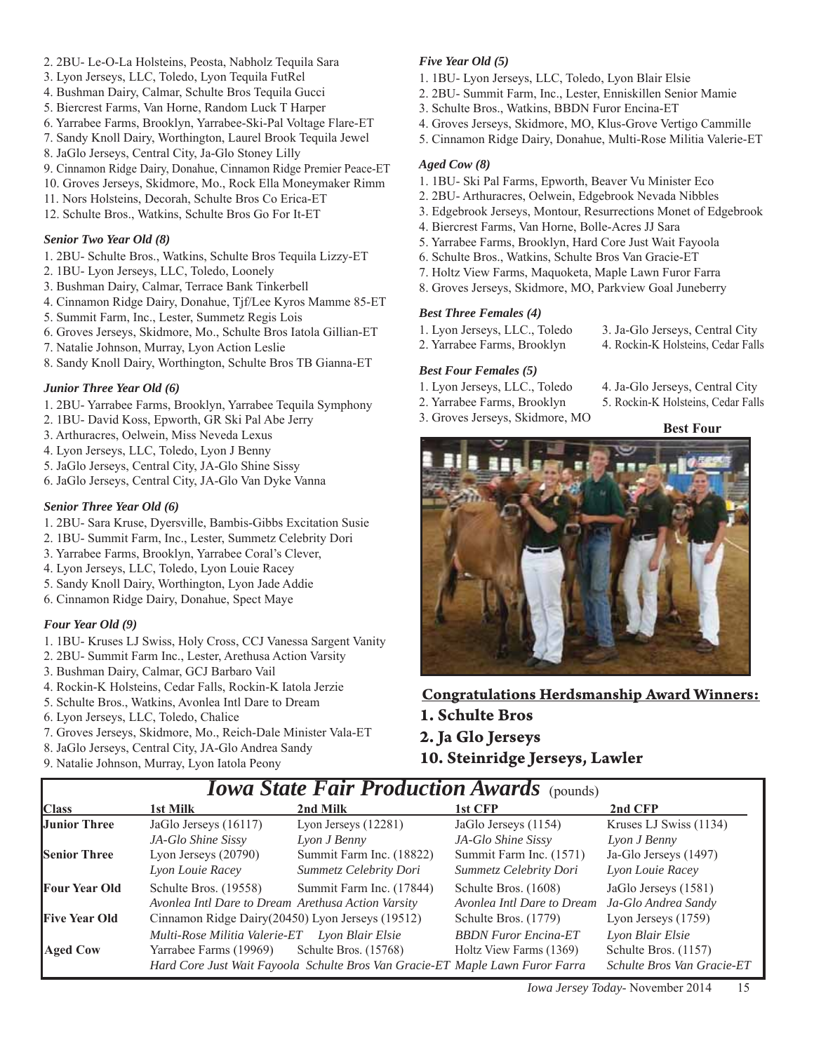2. 2BU- Le-O-La Holsteins, Peosta, Nabholz Tequila Sara
3. Lyon Jerseys, LLC, Toledo, Lyon Tequila FutRel
4. Bushman Dairy, Calmar, Schulte Bros Tequila Gucci
5. Biercrest Farms, Van Horne, Random Luck T Harper
6. Yarrabee Farms, Brooklyn, Yarrabee-Ski-Pal Voltage Flare-ET
7. Sandy Knoll Dairy, Worthington, Laurel Brook Tequila Jewel
8. JaGlo Jerseys, Central City, Ja-Glo Stoney Lilly
9. Cinnamon Ridge Dairy, Donahue, Cinnamon Ridge Premier Peace-ET
10. Groves Jerseys, Skidmore, Mo., Rock Ella Moneymaker Rimm
11. Nors Holsteins, Decorah, Schulte Bros Co Erica-ET
12. Schulte Bros., Watkins, Schulte Bros Go For It-ET

### *Senior Two Year Old (8)*

1. 2BU- Schulte Bros., Watkins, Schulte Bros Tequila Lizzy-ET
2. 1BU- Lyon Jerseys, LLC, Toledo, Loonely
3. Bushman Dairy, Calmar, Terrace Bank Tinkerbell
4. Cinnamon Ridge Dairy, Donahue, Tjf/Lee Kyros Mamme 85-ET
5. Summit Farm, Inc., Lester, Summetz Regis Lois
6. Groves Jerseys, Skidmore, Mo., Schulte Bros Iatola Gillian-ET
7. Natalie Johnson, Murray, Lyon Action Leslie
8. Sandy Knoll Dairy, Worthington, Schulte Bros TB Gianna-ET

### *Junior Three Year Old (6)*

1. 2BU- Yarrabee Farms, Brooklyn, Yarrabee Tequila Symphony
2. 1BU- David Koss, Epworth, GR Ski Pal Abe Jerry
3. Arthuracres, Oelwein, Miss Neveda Lexus
4. Lyon Jerseys, LLC, Toledo, Lyon J Benny
5. JaGlo Jerseys, Central City, JA-Glo Shine Sissy
6. JaGlo Jerseys, Central City, JA-Glo Van Dyke Vanna

### *Senior Three Year Old (6)*

1. 2BU- Sara Kruse, Dyersville, Bambis-Gibbs Excitation Susie
2. 1BU- Summit Farm, Inc., Lester, Summetz Celebrity Dori
3. Yarrabee Farms, Brooklyn, Yarrabee Coral's Clever,
4. Lyon Jerseys, LLC, Toledo, Lyon Louie Racey
5. Sandy Knoll Dairy, Worthington, Lyon Jade Addie
6. Cinnamon Ridge Dairy, Donahue, Spect Maye

### *Four Year Old (9)*

1. 1BU- Kruses LJ Swiss, Holy Cross, CCJ Vanessa Sargent Vanity
2. 2BU- Summit Farm Inc., Lester, Arethusa Action Varsity
3. Bushman Dairy, Calmar, GCJ Barbaro Vail
4. Rockin-K Holsteins, Cedar Falls, Rockin-K Iatola Jerzie
5. Schulte Bros., Watkins, Avonlea Intl Dare to Dream
6. Lyon Jerseys, LLC, Toledo, Chalice
7. Groves Jerseys, Skidmore, Mo., Reich-Dale Minister Vala-ET
8. JaGlo Jerseys, Central City, JA-Glo Andrea Sandy
9. Natalie Johnson, Murray, Lyon Iatola Peony

### *Five Year Old (5)*

1. 1BU- Lyon Jerseys, LLC, Toledo, Lyon Blair Elsie
2. 2BU- Summit Farm, Inc., Lester, Enniskillen Senior Mamie
3. Schulte Bros., Watkins, BBDN Furor Encina-ET
4. Groves Jerseys, Skidmore, MO, Klus-Grove Vertigo Cammille
5. Cinnamon Ridge Dairy, Donahue, Multi-Rose Militia Valerie-ET

### *Aged Cow (8)*

1. 1BU- Ski Pal Farms, Epworth, Beaver Vu Minister Eco
2. 2BU- Arthuracres, Oelwein, Edgebrook Nevada Nibbles
3. Edgebrook Jerseys, Montour, Resurrections Monet of Edgebrook
4. Biercrest Farms, Van Horne, Bolle-Acres JJ Sara
5. Yarrabee Farms, Brooklyn, Hard Core Just Wait Fayoola
6. Schulte Bros., Watkins, Schulte Bros Van Gracie-ET
7. Holtz View Farms, Maquoketa, Maple Lawn Furor Farra
8. Groves Jerseys, Skidmore, MO, Parkview Goal Juneberry

### *Best Three Females (4)*

1. Lyon Jerseys, LLC., Toledo
2. Yarrabee Farms, Brooklyn
3. Ja-Glo Jerseys, Central City
4. Rockin-K Holsteins, Cedar Falls

### *Best Four Females (5)*

1. Lyon Jerseys, LLC., Toledo
2. Yarrabee Farms, Brooklyn
3. Groves Jerseys, Skidmore, MO
4. Ja-Glo Jerseys, Central City
5. Rockin-K Holsteins, Cedar Falls

**Best Four**

**Congratulations Herdsmanship Award Winners:**

**1. Schulte Bros**

**2. Ja Glo Jerseys**

**10. Steinridge Jerseys, Lawler**

## *Iowa State Fair Production Awards* (pounds)

| Class | 1st Milk | 2nd Milk | 1st CFP | 2nd CFP |
|---|---|---|---|---|
| **Junior Three** | JaGlo Jerseys (16117) | Lyon Jerseys (12281) | JaGlo Jerseys (1154) | Kruses LJ Swiss (1134) |
| | *JA-Glo Shine Sissy* | *Lyon J Benny* | *JA-Glo Shine Sissy* | *Lyon J Benny* |
| **Senior Three** | Lyon Jerseys (20790) | Summit Farm Inc. (18822) | Summit Farm Inc. (1571) | Ja-Glo Jerseys (1497) |
| | *Lyon Louie Racey* | *Summetz Celebrity Dori* | *Summetz Celebrity Dori* | *Lyon Louie Racey* |
| **Four Year Old** | Schulte Bros. (19558) | Summit Farm Inc. (17844) | Schulte Bros. (1608) | JaGlo Jerseys (1581) |
| | *Avonlea Intl Dare to Dream* | *Arethusa Action Varsity* | *Avonlea Intl Dare to Dream* | *Ja-Glo Andrea Sandy* |
| **Five Year Old** | Cinnamon Ridge Dairy(20450) | Lyon Jerseys (19512) | Schulte Bros. (1779) | Lyon Jerseys (1759) |
| | *Multi-Rose Militia Valerie-ET* | *Lyon Blair Elsie* | *BBDN Furor Encina-ET* | *Lyon Blair Elsie* |
| **Aged Cow** | Yarrabee Farms (19969) | Schulte Bros. (15768) | Holtz View Farms (1369) | Schulte Bros. (1157) |
| | *Hard Core Just Wait Fayoola* | *Schulte Bros Van Gracie-ET* | *Maple Lawn Furor Farra* | *Schulte Bros Van Gracie-ET* |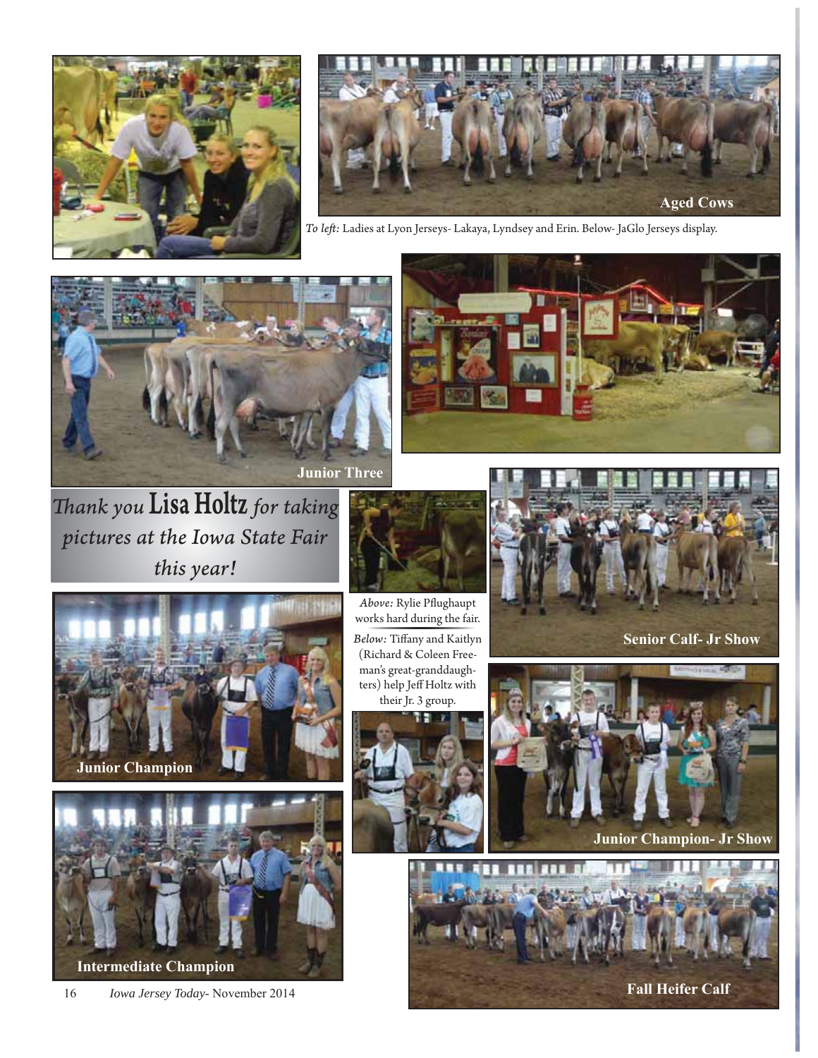*To left:* Ladies at Lyon Jerseys- Lakaya, Lyndsey and Erin. Below- JaGlo Jerseys display.

Aged Cows

Junior Three

*Thank you* **Lisa Holtz** *for taking pictures at the Iowa State Fair this year!*

*Above:* Rylie Pflughaupt works hard during the fair.

*Below:* Tiffany and Kaitlyn (Richard & Coleen Freeman's great-granddaughters) help Jeff Holtz with their Jr. 3 group.

Senior Calf- Jr Show

Junior Champion

Junior Champion- Jr Show

Intermediate Champion

Fall Heifer Calf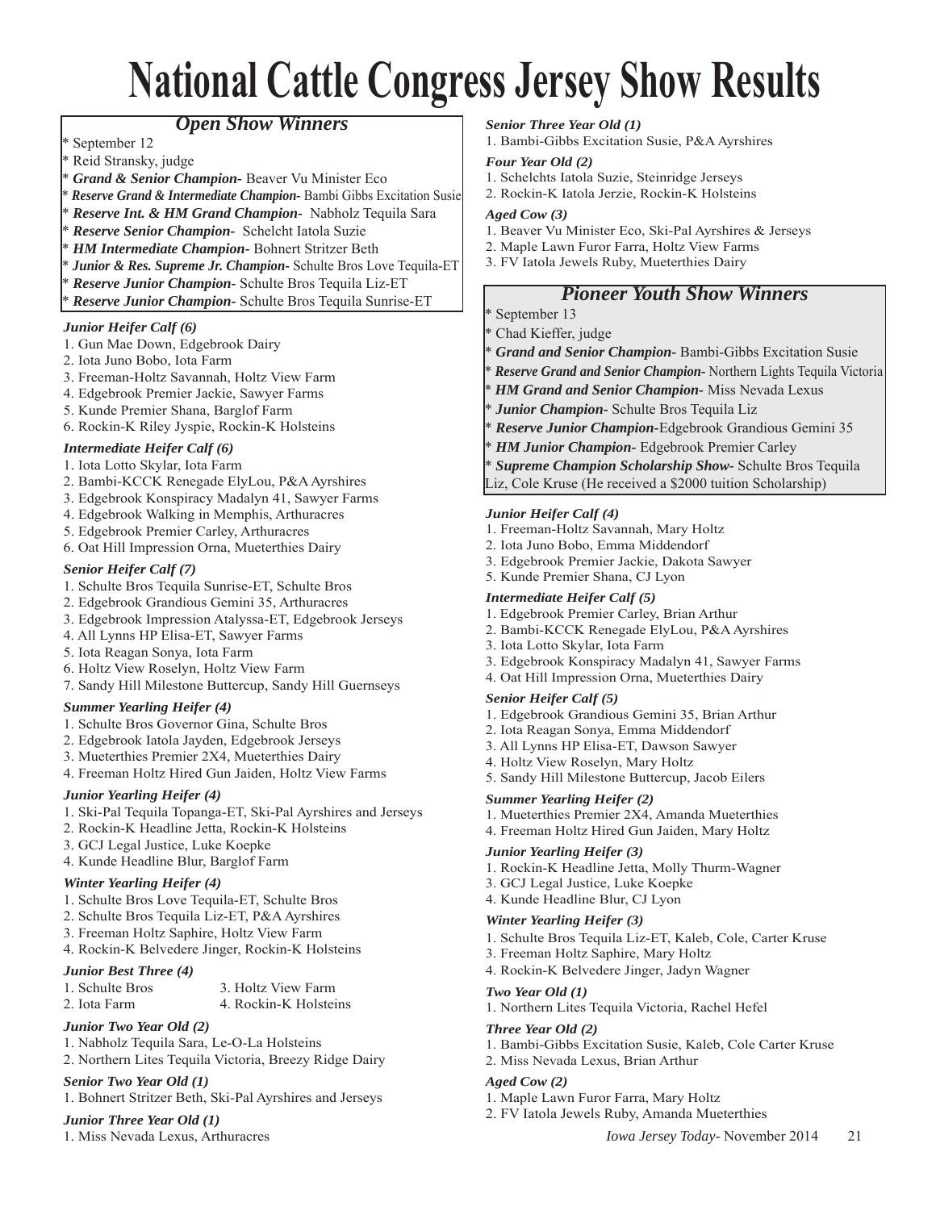# National Cattle Congress Jersey Show Results

## *Open Show Winners*

* September 12
* Reid Stransky, judge
* ***Grand & Senior Champion-*** Beaver Vu Minister Eco
* ***Reserve Grand & Intermediate Champion-*** Bambi Gibbs Excitation Susie
* ***Reserve Int. & HM Grand Champion-*** Nabholz Tequila Sara
* ***Reserve Senior Champion-*** Schelcht Iatola Suzie
* ***HM Intermediate Champion-*** Bohnert Stritzer Beth
* ***Junior & Res. Supreme Jr. Champion-*** Schulte Bros Love Tequila-ET
* ***Reserve Junior Champion-*** Schulte Bros Tequila Liz-ET
* ***Reserve Junior Champion-*** Schulte Bros Tequila Sunrise-ET

***Junior Heifer Calf (6)***

1. Gun Mae Down, Edgebrook Dairy
2. Iota Juno Bobo, Iota Farm
3. Freeman-Holtz Savannah, Holtz View Farm
4. Edgebrook Premier Jackie, Sawyer Farms
5. Kunde Premier Shana, Barglof Farm
6. Rockin-K Riley Jyspie, Rockin-K Holsteins

***Intermediate Heifer Calf (6)***

1. Iota Lotto Skylar, Iota Farm
2. Bambi-KCCK Renegade ElyLou, P&A Ayrshires
3. Edgebrook Konspiracy Madalyn 41, Sawyer Farms
4. Edgebrook Walking in Memphis, Arthuracres
5. Edgebrook Premier Carley, Arthuracres
6. Oat Hill Impression Orna, Mueterthies Dairy

***Senior Heifer Calf (7)***

1. Schulte Bros Tequila Sunrise-ET, Schulte Bros
2. Edgebrook Grandious Gemini 35, Arthuracres
3. Edgebrook Impression Atalyssa-ET, Edgebrook Jerseys
4. All Lynns HP Elisa-ET, Sawyer Farms
5. Iota Reagan Sonya, Iota Farm
6. Holtz View Roselyn, Holtz View Farm
7. Sandy Hill Milestone Buttercup, Sandy Hill Guernseys

***Summer Yearling Heifer (4)***

1. Schulte Bros Governor Gina, Schulte Bros
2. Edgebrook Iatola Jayden, Edgebrook Jerseys
3. Mueterthies Premier 2X4, Mueterthies Dairy
4. Freeman Holtz Hired Gun Jaiden, Holtz View Farms

***Junior Yearling Heifer (4)***

1. Ski-Pal Tequila Topanga-ET, Ski-Pal Ayrshires and Jerseys
2. Rockin-K Headline Jetta, Rockin-K Holsteins
3. GCJ Legal Justice, Luke Koepke
4. Kunde Headline Blur, Barglof Farm

***Winter Yearling Heifer (4)***

1. Schulte Bros Love Tequila-ET, Schulte Bros
2. Schulte Bros Tequila Liz-ET, P&A Ayrshires
3. Freeman Holtz Saphire, Holtz View Farm
4. Rockin-K Belvedere Jinger, Rockin-K Holsteins

***Junior Best Three (4)***

1. Schulte Bros
2. Iota Farm
3. Holtz View Farm
4. Rockin-K Holsteins

***Junior Two Year Old (2)***

1. Nabholz Tequila Sara, Le-O-La Holsteins
2. Northern Lites Tequila Victoria, Breezy Ridge Dairy

***Senior Two Year Old (1)***

1. Bohnert Stritzer Beth, Ski-Pal Ayrshires and Jerseys

***Junior Three Year Old (1)***

1. Miss Nevada Lexus, Arthuracres

***Senior Three Year Old (1)***

1. Bambi-Gibbs Excitation Susie, P&A Ayrshires

***Four Year Old (2)***

1. Schelchts Iatola Suzie, Steinridge Jerseys
2. Rockin-K Iatola Jerzie, Rockin-K Holsteins

***Aged Cow (3)***

1. Beaver Vu Minister Eco, Ski-Pal Ayrshires & Jerseys
2. Maple Lawn Furor Farra, Holtz View Farms
3. FV Iatola Jewels Ruby, Mueterthies Dairy

## *Pioneer Youth Show Winners*

* September 13
* Chad Kieffer, judge
* ***Grand and Senior Champion-*** Bambi-Gibbs Excitation Susie
* ***Reserve Grand and Senior Champion-*** Northern Lights Tequila Victoria
* ***HM Grand and Senior Champion-*** Miss Nevada Lexus
* ***Junior Champion-*** Schulte Bros Tequila Liz
* ***Reserve Junior Champion-***Edgebrook Grandious Gemini 35
* ***HM Junior Champion-*** Edgebrook Premier Carley
* ***Supreme Champion Scholarship Show-*** Schulte Bros Tequila Liz, Cole Kruse (He received a $2000 tuition Scholarship)

***Junior Heifer Calf (4)***

1. Freeman-Holtz Savannah, Mary Holtz
2. Iota Juno Bobo, Emma Middendorf
3. Edgebrook Premier Jackie, Dakota Sawyer
5. Kunde Premier Shana, CJ Lyon

***Intermediate Heifer Calf (5)***

1. Edgebrook Premier Carley, Brian Arthur
2. Bambi-KCCK Renegade ElyLou, P&A Ayrshires
3. Iota Lotto Skylar, Iota Farm
3. Edgebrook Konspiracy Madalyn 41, Sawyer Farms
4. Oat Hill Impression Orna, Mueterthies Dairy

***Senior Heifer Calf (5)***

1. Edgebrook Grandious Gemini 35, Brian Arthur
2. Iota Reagan Sonya, Emma Middendorf
3. All Lynns HP Elisa-ET, Dawson Sawyer
4. Holtz View Roselyn, Mary Holtz
5. Sandy Hill Milestone Buttercup, Jacob Eilers

***Summer Yearling Heifer (2)***

1. Mueterthies Premier 2X4, Amanda Mueterthies
4. Freeman Holtz Hired Gun Jaiden, Mary Holtz

***Junior Yearling Heifer (3)***

1. Rockin-K Headline Jetta, Molly Thurm-Wagner
3. GCJ Legal Justice, Luke Koepke
4. Kunde Headline Blur, CJ Lyon

***Winter Yearling Heifer (3)***

1. Schulte Bros Tequila Liz-ET, Kaleb, Cole, Carter Kruse
3. Freeman Holtz Saphire, Mary Holtz
4. Rockin-K Belvedere Jinger, Jadyn Wagner

***Two Year Old (1)***

1. Northern Lites Tequila Victoria, Rachel Hefel

***Three Year Old (2)***

1. Bambi-Gibbs Excitation Susie, Kaleb, Cole Carter Kruse
2. Miss Nevada Lexus, Brian Arthur

***Aged Cow (2)***

1. Maple Lawn Furor Farra, Mary Holtz
2. FV Iatola Jewels Ruby, Amanda Mueterthies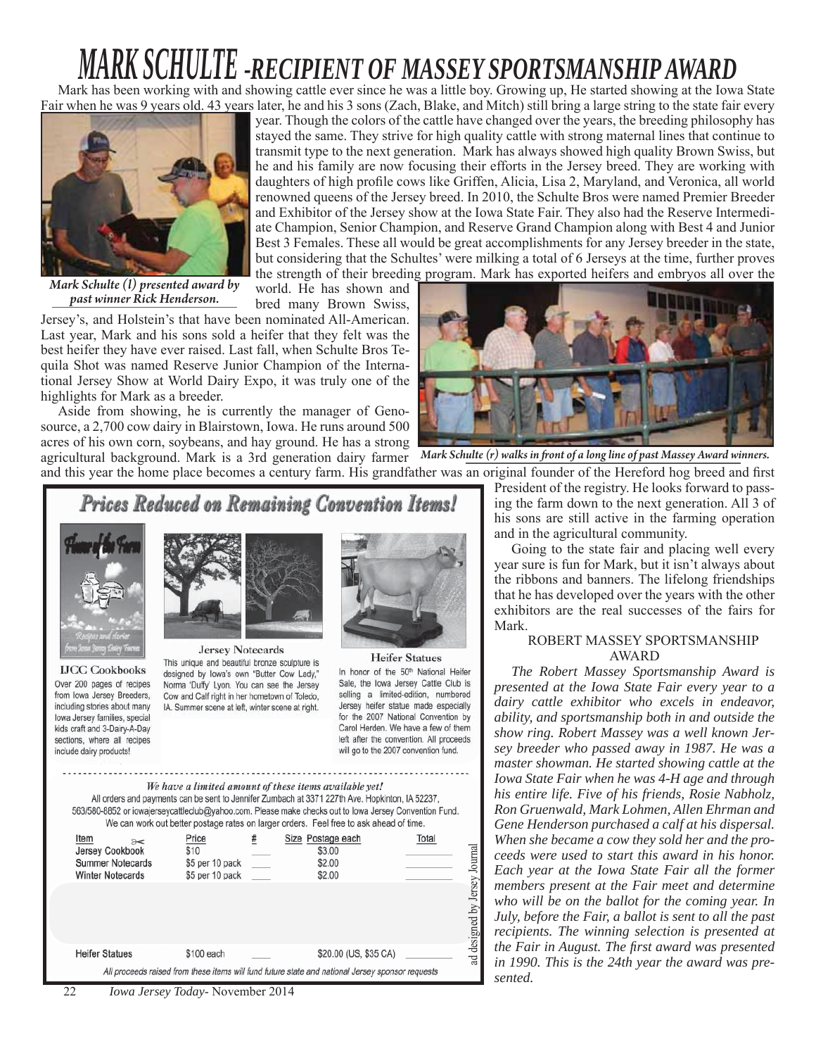# MARK SCHULTE -RECIPIENT OF MASSEY SPORTSMANSHIP AWARD

Mark has been working with and showing cattle ever since he was a little boy. Growing up, He started showing at the Iowa State Fair when he was 9 years old. 43 years later, he and his 3 sons (Zach, Blake, and Mitch) still bring a large string to the state fair every year. Though the colors of the cattle have changed over the years, the breeding philosophy has stayed the same. They strive for high quality cattle with strong maternal lines that continue to transmit type to the next generation. Mark has always showed high quality Brown Swiss, but he and his family are now focusing their efforts in the Jersey breed. They are working with daughters of high profile cows like Griffen, Alicia, Lisa 2, Maryland, and Veronica, all world renowned queens of the Jersey breed. In 2010, the Schulte Bros were named Premier Breeder and Exhibitor of the Jersey show at the Iowa State Fair. They also had the Reserve Intermediate Champion, Senior Champion, and Reserve Grand Champion along with Best 4 and Junior Best 3 Females. These all would be great accomplishments for any Jersey breeder in the state, but considering that the Schultes' were milking a total of 6 Jerseys at the time, further proves the strength of their breeding program. Mark has exported heifers and embryos all over the world. He has shown and bred many Brown Swiss, Jersey's, and Holstein's that have been nominated All-American. Last year, Mark and his sons sold a heifer that they felt was the best heifer they have ever raised. Last fall, when Schulte Bros Tequila Shot was named Reserve Junior Champion of the International Jersey Show at World Dairy Expo, it was truly one of the highlights for Mark as a breeder.

*Mark Schulte (l) presented award by past winner Rick Henderson.*

Aside from showing, he is currently the manager of Genosource, a 2,700 cow dairy in Blairstown, Iowa. He runs around 500 acres of his own corn, soybeans, and hay ground. He has a strong agricultural background. Mark is a 3rd generation dairy farmer and this year the home place becomes a century farm. His grandfather was an original founder of the Hereford hog breed and first President of the registry. He looks forward to passing the farm down to the next generation. All 3 of his sons are still active in the farming operation and in the agricultural community.

*Mark Schulte (r) walks in front of a long line of past Massey Award winners.*

Going to the state fair and placing well every year sure is fun for Mark, but it isn't always about the ribbons and banners. The lifelong friendships that he has developed over the years with the other exhibitors are the real successes of the fairs for Mark.

## ROBERT MASSEY SPORTSMANSHIP AWARD

*The Robert Massey Sportsmanship Award is presented at the Iowa State Fair every year to a dairy cattle exhibitor who excels in endeavor, ability, and sportsmanship both in and outside the show ring. Robert Massey was a well known Jersey breeder who passed away in 1987. He was a master showman. He started showing cattle at the Iowa State Fair when he was 4-H age and through his entire life. Five of his friends, Rosie Nabholz, Ron Gruenwald, Mark Lohmen, Allen Ehrman and Gene Henderson purchased a calf at his dispersal. When she became a cow they sold her and the proceeds were used to start this award in his honor. Each year at the Iowa State Fair all the former members present at the Fair meet and determine who will be on the ballot for the coming year. In July, before the Fair, a ballot is sent to all the past recipients. The winning selection is presented at the Fair in August. The first award was presented in 1990. This is the 24th year the award was presented.*

---

## Prices Reduced on Remaining Convention Items!

**IJCC Cookbooks**
Over 200 pages of recipes from Iowa Jersey Breeders, including stories about many Iowa Jersey families, special kids craft and 3-Dairy-A-Day sections, where all recipes include dairy products!

**Jersey Notecards**
This unique and beautiful bronze sculpture is designed by Iowa's own "Butter Cow Lady," Norma 'Duffy' Lyon. You can see the Jersey Cow and Calf right in her hometown of Toledo, IA. Summer scene at left, winter scene at right.

**Heifer Statues**
In honor of the 50th National Heifer Sale, the Iowa Jersey Cattle Club is selling a limited-edition, numbered Jersey heifer statue made especially for the 2007 National Convention by Carol Herden. We have a few of them left after the convention. All proceeds will go to the 2007 convention fund.

*We have a limited amount of these items available yet!*

All orders and payments can be sent to Jennifer Zumbach at 3371 227th Ave. Hopkinton, IA 52237, 563/580-8852 or iowajerseycattleclub@yahoo.com. Please make checks out to Iowa Jersey Convention Fund. We can work out better postage rates on larger orders. Feel free to ask ahead of time.

| Item | Price | # | Size | Postage each | Total |
|---|---|---|---|---|---|
| Jersey Cookbook | $10 | | | $3.00 | |
| Summer Notecards | $5 per 10 pack | | | $2.00 | |
| Winter Notecards | $5 per 10 pack | | | $2.00 | |
| Heifer Statues | $100 each | | | $20.00 (US, $35 CA) | |

All proceeds raised from these items will fund future state and national Jersey sponsor requests

ad designed by Jersey Journal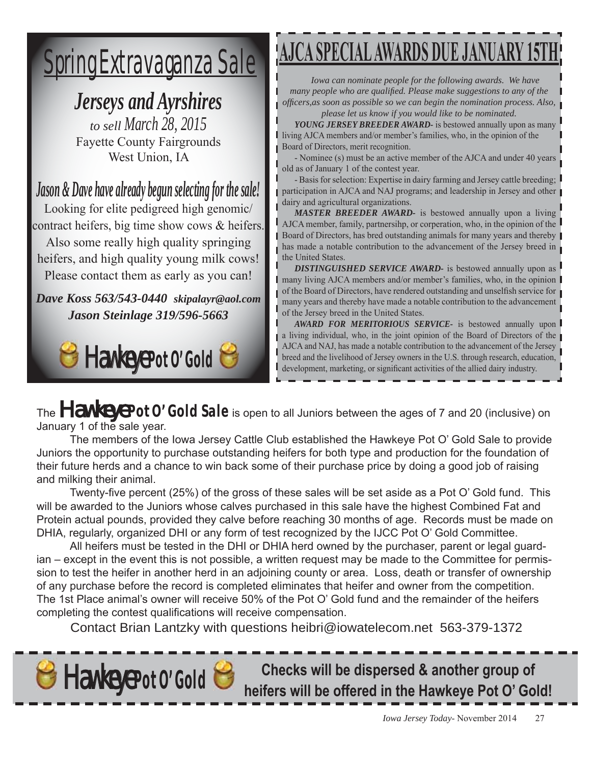# Spring Extravaganza Sale

## *Jerseys and Ayrshires*

*to sell March 28, 2015*
Fayette County Fairgrounds
West Union, IA

### *Jason & Dave have already begun selecting for the sale!*

Looking for elite pedigreed high genomic/contract heifers, big time show cows & heifers. Also some really high quality springing heifers, and high quality young milk cows! Please contact them as early as you can!

***Dave Koss 563/543-0440*** ***skipalayr@aol.com***
***Jason Steinlage 319/596-5663***

**Hawkeye Pot O' Gold**

# AJCA SPECIAL AWARDS DUE JANUARY 15TH

*Iowa can nominate people for the following awards. We have many people who are qualified. Please make suggestions to any of the officers,as soon as possible so we can begin the nomination process. Also, please let us know if you would like to be nominated.*

***YOUNG JERSEY BREEDER AWARD***- is bestowed annually upon as many living AJCA members and/or member's families, who, in the opinion of the Board of Directors, merit recognition.

- Nominee (s) must be an active member of the AJCA and under 40 years old as of January 1 of the contest year.
- Basis for selection: Expertise in dairy farming and Jersey cattle breeding; participation in AJCA and NAJ programs; and leadership in Jersey and other dairy and agricultural organizations.

***MASTER BREEDER AWARD***- is bestowed annually upon a living AJCA member, family, partnersihp, or corperation, who, in the opinion of the Board of Directors, has bred outstanding animals for many years and thereby has made a notable contribution to the advancement of the Jersey breed in the United States.

***DISTINGUISHED SERVICE AWARD***- is bestowed annually upon as many living AJCA members and/or member's families, who, in the opinion of the Board of Directors, have rendered outstanding and unselfish service for many years and thereby have made a notable contribution to the advancement of the Jersey breed in the United States.

***AWARD FOR MERITORIOUS SERVICE***- is bestowed annually upon a living individual, who, in the joint opinion of the Board of Directors of the AJCA and NAJ, has made a notable contribution to the advancement of the Jersey breed and the livelihood of Jersey owners in the U.S. through research, education, development, marketing, or significant activities of the allied dairy industry.

The **Hawkeye Pot O' Gold Sale** is open to all Juniors between the ages of 7 and 20 (inclusive) on January 1 of the sale year.

The members of the Iowa Jersey Cattle Club established the Hawkeye Pot O' Gold Sale to provide Juniors the opportunity to purchase outstanding heifers for both type and production for the foundation of their future herds and a chance to win back some of their purchase price by doing a good job of raising and milking their animal.

Twenty-five percent (25%) of the gross of these sales will be set aside as a Pot O' Gold fund. This will be awarded to the Juniors whose calves purchased in this sale have the highest Combined Fat and Protein actual pounds, provided they calve before reaching 30 months of age. Records must be made on DHIA, regularly, organized DHI or any form of test recognized by the IJCC Pot O' Gold Committee.

All heifers must be tested in the DHI or DHIA herd owned by the purchaser, parent or legal guardian – except in the event this is not possible, a written request may be made to the Committee for permission to test the heifer in another herd in an adjoining county or area. Loss, death or transfer of ownership of any purchase before the record is completed eliminates that heifer and owner from the competition. The 1st Place animal's owner will receive 50% of the Pot O' Gold fund and the remainder of the heifers completing the contest qualifications will receive compensation.

Contact Brian Lantzky with questions heibri@iowatelecom.net 563-379-1372

**Hawkeye Pot O' Gold**

**Checks will be dispersed & another group of heifers will be offered in the Hawkeye Pot O' Gold!**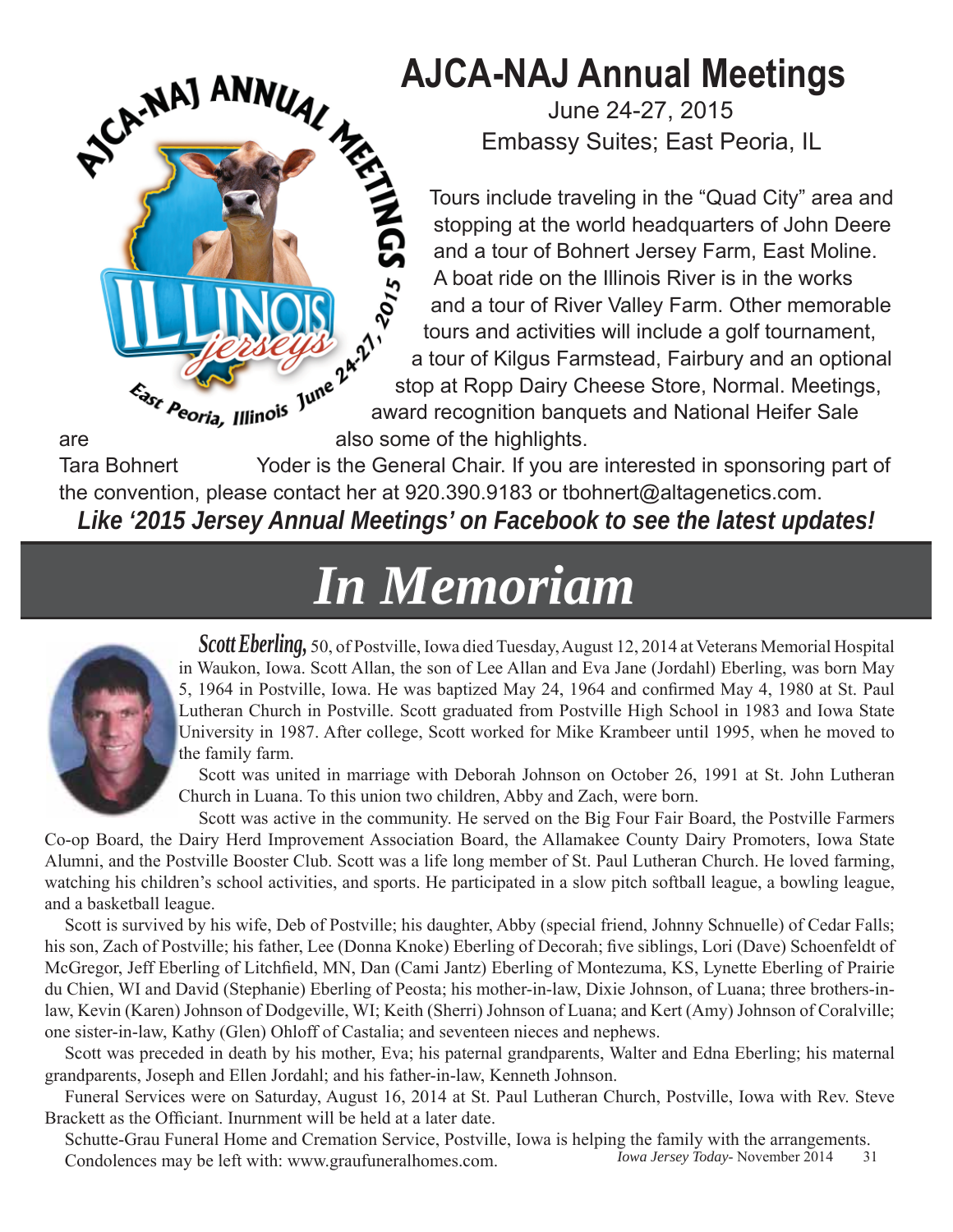# AJCA-NAJ Annual Meetings

June 24-27, 2015
Embassy Suites; East Peoria, IL

Tours include traveling in the "Quad City" area and stopping at the world headquarters of John Deere and a tour of Bohnert Jersey Farm, East Moline. A boat ride on the Illinois River is in the works and a tour of River Valley Farm. Other memorable tours and activities will include a golf tournament, a tour of Kilgus Farmstead, Fairbury and an optional stop at Ropp Dairy Cheese Store, Normal. Meetings, award recognition banquets and National Heifer Sale are also some of the highlights.

Tara Bohnert Yoder is the General Chair. If you are interested in sponsoring part of the convention, please contact her at 920.390.9183 or tbohnert@altagenetics.com.

***Like '2015 Jersey Annual Meetings' on Facebook to see the latest updates!***

# *In Memoriam*

***Scott Eberling,*** 50, of Postville, Iowa died Tuesday, August 12, 2014 at Veterans Memorial Hospital in Waukon, Iowa. Scott Allan, the son of Lee Allan and Eva Jane (Jordahl) Eberling, was born May 5, 1964 in Postville, Iowa. He was baptized May 24, 1964 and confirmed May 4, 1980 at St. Paul Lutheran Church in Postville. Scott graduated from Postville High School in 1983 and Iowa State University in 1987. After college, Scott worked for Mike Krambeer until 1995, when he moved to the family farm.

Scott was united in marriage with Deborah Johnson on October 26, 1991 at St. John Lutheran Church in Luana. To this union two children, Abby and Zach, were born.

Scott was active in the community. He served on the Big Four Fair Board, the Postville Farmers Co-op Board, the Dairy Herd Improvement Association Board, the Allamakee County Dairy Promoters, Iowa State Alumni, and the Postville Booster Club. Scott was a life long member of St. Paul Lutheran Church. He loved farming, watching his children's school activities, and sports. He participated in a slow pitch softball league, a bowling league, and a basketball league.

Scott is survived by his wife, Deb of Postville; his daughter, Abby (special friend, Johnny Schnuelle) of Cedar Falls; his son, Zach of Postville; his father, Lee (Donna Knoke) Eberling of Decorah; five siblings, Lori (Dave) Schoenfeldt of McGregor, Jeff Eberling of Litchfield, MN, Dan (Cami Jantz) Eberling of Montezuma, KS, Lynette Eberling of Prairie du Chien, WI and David (Stephanie) Eberling of Peosta; his mother-in-law, Dixie Johnson, of Luana; three brothers-in-law, Kevin (Karen) Johnson of Dodgeville, WI; Keith (Sherri) Johnson of Luana; and Kert (Amy) Johnson of Coralville; one sister-in-law, Kathy (Glen) Ohloff of Castalia; and seventeen nieces and nephews.

Scott was preceded in death by his mother, Eva; his paternal grandparents, Walter and Edna Eberling; his maternal grandparents, Joseph and Ellen Jordahl; and his father-in-law, Kenneth Johnson.

Funeral Services were on Saturday, August 16, 2014 at St. Paul Lutheran Church, Postville, Iowa with Rev. Steve Brackett as the Officiant. Inurnment will be held at a later date.

Schutte-Grau Funeral Home and Cremation Service, Postville, Iowa is helping the family with the arrangements. Condolences may be left with: www.graufuneralhomes.com.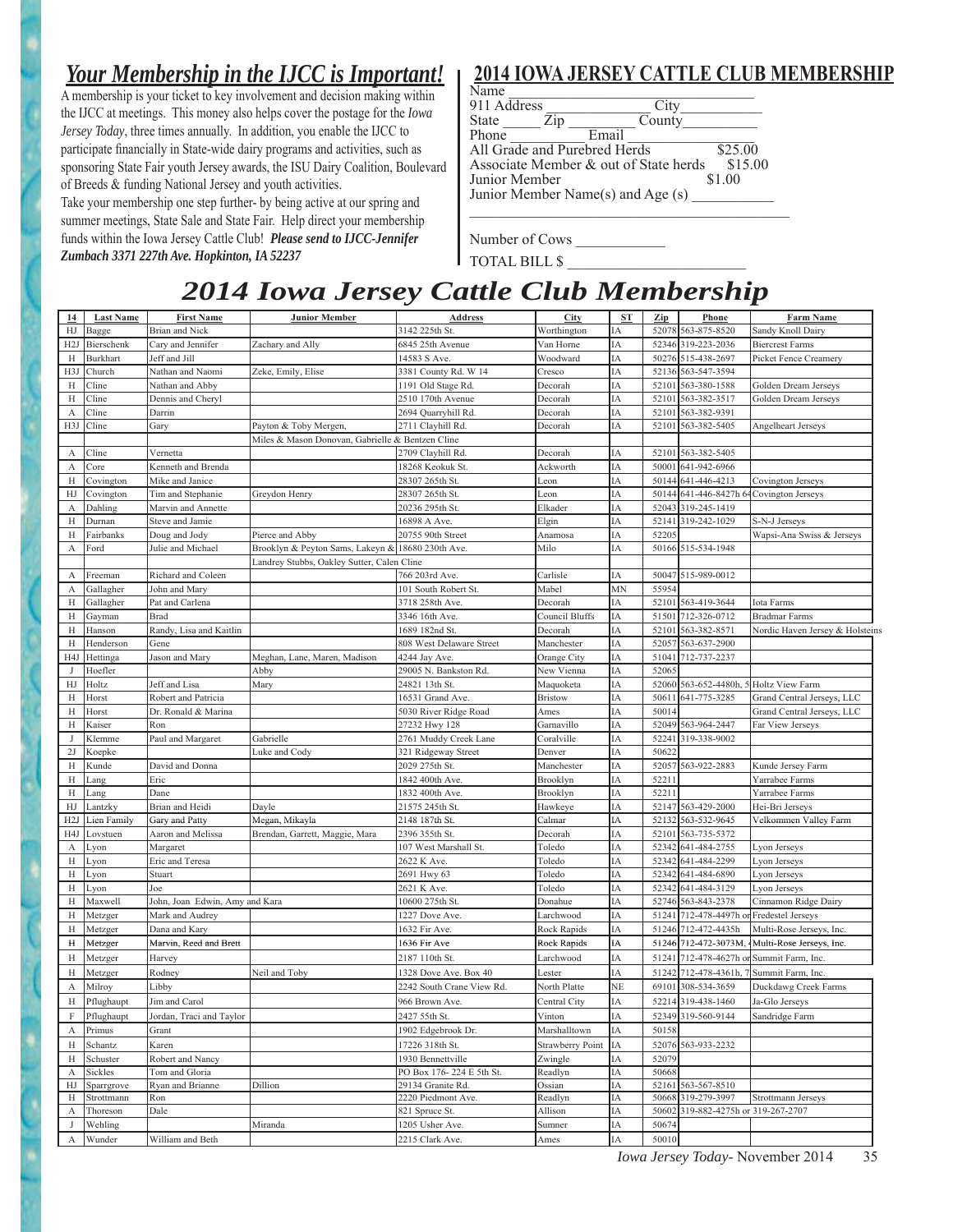## *Your Membership in the IJCC is Important!*

A membership is your ticket to key involvement and decision making within the IJCC at meetings. This money also helps cover the postage for the *Iowa Jersey Today*, three times annually. In addition, you enable the IJCC to participate financially in State-wide dairy programs and activities, such as sponsoring State Fair youth Jersey awards, the ISU Dairy Coalition, Boulevard of Breeds & funding National Jersey and youth activities.

Take your membership one step further- by being active at our spring and summer meetings, State Sale and State Fair. Help direct your membership funds within the Iowa Jersey Cattle Club! ***Please send to IJCC-Jennifer Zumbach 3371 227th Ave. Hopkinton, IA 52237***

## 2014 IOWA JERSEY CATTLE CLUB MEMBERSHIP

Name ______________________________

911 Address ______________ City__________

State _____ Zip ________ County__________

Phone ________ Email ______________

All Grade and Purebred Herds $25.00

Associate Member & out of State herds $15.00

Junior Member $1.00

Junior Member Name(s) and Age (s) __________

______________________________________

Number of Cows ___________

TOTAL BILL $ ______________________

# *2014 Iowa Jersey Cattle Club Membership*

| 14 | Last Name | First Name | Junior Member | Address | City | ST | Zip | Phone | Farm Name |
|---|---|---|---|---|---|---|---|---|---|
| HJ | Bagge | Brian and Nick | | 3142 225th St. | Worthington | IA | 52078 | 563-875-8520 | Sandy Knoll Dairy |
| H2J | Bierschenk | Cary and Jennifer | Zachary and Ally | 6845 25th Avenue | Van Horne | IA | 52346 | 319-223-2036 | Biercrest Farms |
| H | Burkhart | Jeff and Jill | | 14583 S Ave. | Woodward | IA | 50276 | 515-438-2697 | Picket Fence Creamery |
| H3J | Church | Nathan and Naomi | Zeke, Emily, Elise | 3381 County Rd. W 14 | Cresco | IA | 52136 | 563-547-3594 | |
| H | Cline | Nathan and Abby | | 1191 Old Stage Rd. | Decorah | IA | 52101 | 563-380-1588 | Golden Dream Jerseys |
| H | Cline | Dennis and Cheryl | | 2510 170th Avenue | Decorah | IA | 52101 | 563-382-3517 | Golden Dream Jerseys |
| A | Cline | Darrin | | 2694 Quarryhill Rd. | Decorah | IA | 52101 | 563-382-9391 | |
| H3J | Cline | Gary | Payton & Toby Mergen, | 2711 Clayhill Rd. | Decorah | IA | 52101 | 563-382-5405 | Angelheart Jerseys |
| | | | Miles & Mason Donovan, Gabrielle & Bentzen Cline | | | | | | |
| A | Cline | Vernetta | | 2709 Clayhill Rd. | Decorah | IA | 52101 | 563-382-5405 | |
| A | Core | Kenneth and Brenda | | 18268 Keokuk St. | Ackworth | IA | 50001 | 641-942-6966 | |
| H | Covington | Mike and Janice | | 28307 265th St. | Leon | IA | 50144 | 641-446-4213 | Covington Jerseys |
| HJ | Covington | Tim and Stephanie | Greydon Henry | 28307 265th St. | Leon | IA | 50144 | 641-446-8427h 64 | Covington Jerseys |
| A | Dahling | Marvin and Annette | | 20236 295th St. | Elkader | IA | 52043 | 319-245-1419 | |
| H | Durnan | Steve and Jamie | | 16898 A Ave. | Elgin | IA | 52141 | 319-242-1029 | S-N-J Jerseys |
| H | Fairbanks | Doug and Jody | Pierce and Abby | 20755 90th Street | Anamosa | IA | 52205 | | Wapsi-Ana Swiss & Jerseys |
| A | Ford | Julie and Michael | Brooklyn & Peyton Sams, Lakeyn & | 18680 230th Ave. | Milo | IA | 50166 | 515-534-1948 | |
| | | | Landrey Stubbs, Oakley Sutter, Calen Cline | | | | | | |
| A | Freeman | Richard and Coleen | | 766 203rd Ave. | Carlisle | IA | 50047 | 515-989-0012 | |
| A | Gallagher | John and Mary | | 101 South Robert St. | Mabel | MN | 55954 | | |
| H | Gallagher | Pat and Carlena | | 3718 258th Ave. | Decorah | IA | 52101 | 563-419-3644 | Iota Farms |
| H | Gayman | Brad | | 3346 16th Ave. | Council Bluffs | IA | 51501 | 712-326-0712 | Bradmar Farms |
| H | Hanson | Randy, Lisa and Kaitlin | | 1689 182nd St. | Decorah | IA | 52101 | 563-382-8571 | Nordic Haven Jersey & Holsteins |
| H | Henderson | Gene | | 808 West Delaware Street | Manchester | IA | 52057 | 563-637-2900 | |
| H4J | Hettinga | Jason and Mary | Meghan, Lane, Maren, Madison | 4244 Jay Ave. | Orange City | IA | 51041 | 712-737-2237 | |
| J | Hoefler | | Abby | 29005 N. Bankston Rd. | New Vienna | IA | 52065 | | |
| HJ | Holtz | Jeff and Lisa | Mary | 24821 13th St. | Maquoketa | IA | 52060 | 563-652-4480h, 5 | Holtz View Farm |
| H | Horst | Robert and Patricia | | 16531 Grand Ave. | Bristow | IA | 50611 | 641-775-3285 | Grand Central Jerseys, LLC |
| H | Horst | Dr. Ronald & Marina | | 5030 River Ridge Road | Ames | IA | 50014 | | Grand Central Jerseys, LLC |
| H | Kaiser | Ron | | 27232 Hwy 128 | Garnavillo | IA | 52049 | 563-964-2447 | Far View Jerseys |
| J | Klemme | Paul and Margaret | Gabrielle | 2761 Muddy Creek Lane | Coralville | IA | 52241 | 319-338-9002 | |
| 2J | Koepke | | Luke and Cody | 321 Ridgeway Street | Denver | IA | 50622 | | |
| H | Kunde | David and Donna | | 2029 275th St. | Manchester | IA | 52057 | 563-922-2883 | Kunde Jersey Farm |
| H | Lang | Eric | | 1842 400th Ave. | Brooklyn | IA | 52211 | | Yarrabee Farms |
| H | Lang | Dane | | 1832 400th Ave. | Brooklyn | IA | 52211 | | Yarrabee Farms |
| HJ | Lantzky | Brian and Heidi | Dayle | 21575 245th St. | Hawkeye | IA | 52147 | 563-429-2000 | Hei-Bri Jerseys |
| H2J | Lien Family | Gary and Patty | Megan, Mikayla | 2148 187th St. | Calmar | IA | 52132 | 563-532-9645 | Velkommen Valley Farm |
| H4J | Lovstuen | Aaron and Melissa | Brendan, Garrett, Maggie, Mara | 2396 355th St. | Decorah | IA | 52101 | 563-735-5372 | |
| A | Lyon | Margaret | | 107 West Marshall St. | Toledo | IA | 52342 | 641-484-2755 | Lyon Jerseys |
| H | Lyon | Eric and Teresa | | 2622 K Ave. | Toledo | IA | 52342 | 641-484-2299 | Lyon Jerseys |
| H | Lyon | Stuart | | 2691 Hwy 63 | Toledo | IA | 52342 | 641-484-6890 | Lyon Jerseys |
| H | Lyon | Joe | | 2621 K Ave. | Toledo | IA | 52342 | 641-484-3129 | Lyon Jerseys |
| H | Maxwell | John, Joan Edwin, Amy and Kara | | 10600 275th St. | Donahue | IA | 52746 | 563-843-2378 | Cinnamon Ridge Dairy |
| H | Metzger | Mark and Audrey | | 1227 Dove Ave. | Larchwood | IA | 51241 | 712-478-4497h or | Fredestel Jerseys |
| H | Metzger | Dana and Kary | | 1632 Fir Ave. | Rock Rapids | IA | 51246 | 712-472-4435h | Multi-Rose Jerseys, Inc. |
| H | Metzger | Marvin, Reed and Brett | | 1636 Fir Ave | Rock Rapids | IA | 51246 | 712-472-3073M, | Multi-Rose Jerseys, Inc. |
| H | Metzger | Harvey | | 2187 110th St. | Larchwood | IA | 51241 | 712-478-4627h or | Summit Farm, Inc. |
| H | Metzger | Rodney | Neil and Toby | 1328 Dove Ave. Box 40 | Lester | IA | 51242 | 712-478-4361h, 7 | Summit Farm, Inc. |
| A | Milroy | Libby | | 2242 South Crane View Rd. | North Platte | NE | 69101 | 308-534-3659 | Duckdawg Creek Farms |
| H | Pflughaupt | Jim and Carol | | 966 Brown Ave. | Central City | IA | 52214 | 319-438-1460 | Ja-Glo Jerseys |
| F | Pflughaupt | Jordan, Traci and Taylor | | 2427 55th St. | Vinton | IA | 52349 | 319-560-9144 | Sandridge Farm |
| A | Primus | Grant | | 1902 Edgebrook Dr. | Marshalltown | IA | 50158 | | |
| H | Schantz | Karen | | 17226 318th St. | Strawberry Point | IA | 52076 | 563-933-2232 | |
| H | Schuster | Robert and Nancy | | 1930 Bennettville | Zwingle | IA | 52079 | | |
| A | Sickles | Tom and Gloria | | PO Box 176- 224 E 5th St. | Readlyn | IA | 50668 | | |
| HJ | Sparrgrove | Ryan and Brianne | Dillion | 29134 Granite Rd. | Ossian | IA | 52161 | 563-567-8510 | |
| H | Strottmann | Ron | | 2220 Piedmont Ave. | Readlyn | IA | 50668 | 319-279-3997 | Strottmann Jerseys |
| A | Thoreson | Dale | | 821 Spruce St. | Allison | IA | 50602 | 319-882-4275h or 319-267-2707 | |
| J | Wehling | | Miranda | 1205 Usher Ave. | Sumner | IA | 50674 | | |
| A | Wunder | William and Beth | | 2215 Clark Ave. | Ames | IA | 50010 | | |